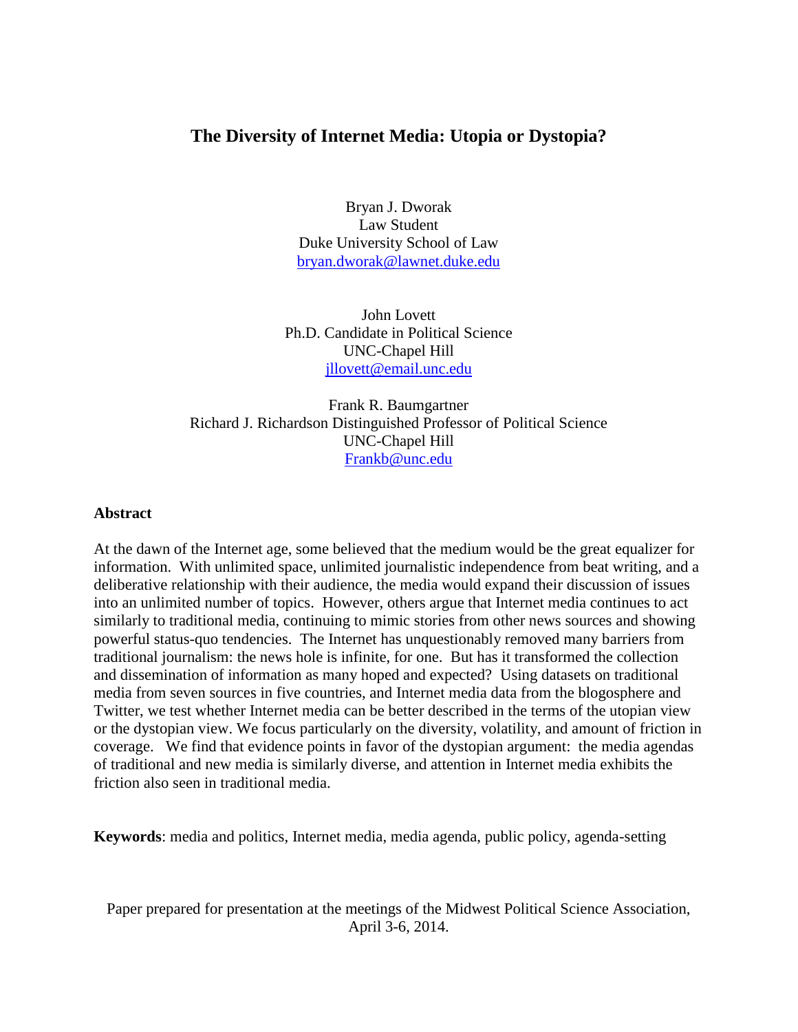# The Diversity of Internet Media: Utopia or Dystopia?

Bryan J. Dworak
Law Student
Duke University School of Law
bryan.dworak@lawnet.duke.edu

John Lovett
Ph.D. Candidate in Political Science
UNC-Chapel Hill
jllovett@email.unc.edu

Frank R. Baumgartner
Richard J. Richardson Distinguished Professor of Political Science
UNC-Chapel Hill
Frankb@unc.edu

## Abstract

At the dawn of the Internet age, some believed that the medium would be the great equalizer for information. With unlimited space, unlimited journalistic independence from beat writing, and a deliberative relationship with their audience, the media would expand their discussion of issues into an unlimited number of topics. However, others argue that Internet media continues to act similarly to traditional media, continuing to mimic stories from other news sources and showing powerful status-quo tendencies. The Internet has unquestionably removed many barriers from traditional journalism: the news hole is infinite, for one. But has it transformed the collection and dissemination of information as many hoped and expected? Using datasets on traditional media from seven sources in five countries, and Internet media data from the blogosphere and Twitter, we test whether Internet media can be better described in the terms of the utopian view or the dystopian view. We focus particularly on the diversity, volatility, and amount of friction in coverage. We find that evidence points in favor of the dystopian argument: the media agendas of traditional and new media is similarly diverse, and attention in Internet media exhibits the friction also seen in traditional media.

**Keywords**: media and politics, Internet media, media agenda, public policy, agenda-setting

Paper prepared for presentation at the meetings of the Midwest Political Science Association, April 3-6, 2014.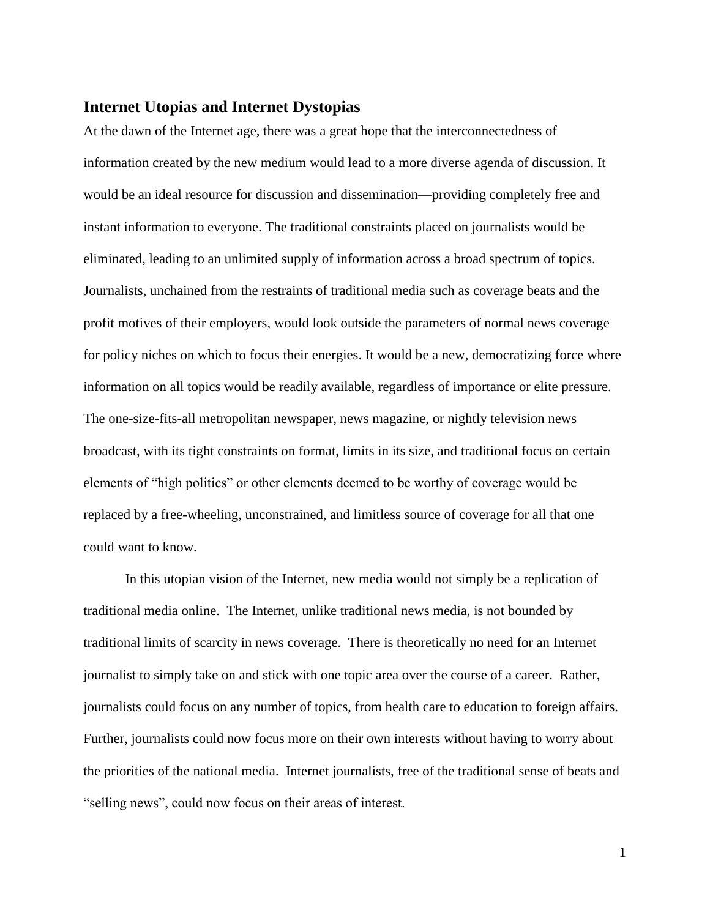## Internet Utopias and Internet Dystopias

At the dawn of the Internet age, there was a great hope that the interconnectedness of information created by the new medium would lead to a more diverse agenda of discussion. It would be an ideal resource for discussion and dissemination—providing completely free and instant information to everyone. The traditional constraints placed on journalists would be eliminated, leading to an unlimited supply of information across a broad spectrum of topics. Journalists, unchained from the restraints of traditional media such as coverage beats and the profit motives of their employers, would look outside the parameters of normal news coverage for policy niches on which to focus their energies. It would be a new, democratizing force where information on all topics would be readily available, regardless of importance or elite pressure. The one-size-fits-all metropolitan newspaper, news magazine, or nightly television news broadcast, with its tight constraints on format, limits in its size, and traditional focus on certain elements of "high politics" or other elements deemed to be worthy of coverage would be replaced by a free-wheeling, unconstrained, and limitless source of coverage for all that one could want to know.

In this utopian vision of the Internet, new media would not simply be a replication of traditional media online. The Internet, unlike traditional news media, is not bounded by traditional limits of scarcity in news coverage. There is theoretically no need for an Internet journalist to simply take on and stick with one topic area over the course of a career. Rather, journalists could focus on any number of topics, from health care to education to foreign affairs. Further, journalists could now focus more on their own interests without having to worry about the priorities of the national media. Internet journalists, free of the traditional sense of beats and "selling news", could now focus on their areas of interest.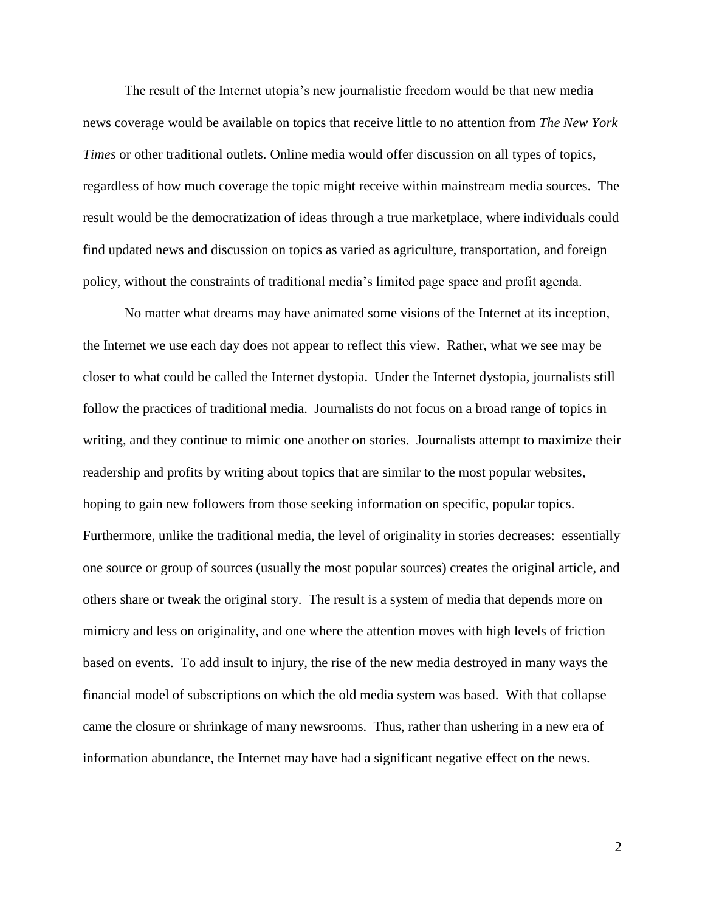The result of the Internet utopia's new journalistic freedom would be that new media news coverage would be available on topics that receive little to no attention from *The New York Times* or other traditional outlets. Online media would offer discussion on all types of topics, regardless of how much coverage the topic might receive within mainstream media sources. The result would be the democratization of ideas through a true marketplace, where individuals could find updated news and discussion on topics as varied as agriculture, transportation, and foreign policy, without the constraints of traditional media's limited page space and profit agenda.

No matter what dreams may have animated some visions of the Internet at its inception, the Internet we use each day does not appear to reflect this view. Rather, what we see may be closer to what could be called the Internet dystopia. Under the Internet dystopia, journalists still follow the practices of traditional media. Journalists do not focus on a broad range of topics in writing, and they continue to mimic one another on stories. Journalists attempt to maximize their readership and profits by writing about topics that are similar to the most popular websites, hoping to gain new followers from those seeking information on specific, popular topics. Furthermore, unlike the traditional media, the level of originality in stories decreases: essentially one source or group of sources (usually the most popular sources) creates the original article, and others share or tweak the original story. The result is a system of media that depends more on mimicry and less on originality, and one where the attention moves with high levels of friction based on events. To add insult to injury, the rise of the new media destroyed in many ways the financial model of subscriptions on which the old media system was based. With that collapse came the closure or shrinkage of many newsrooms. Thus, rather than ushering in a new era of information abundance, the Internet may have had a significant negative effect on the news.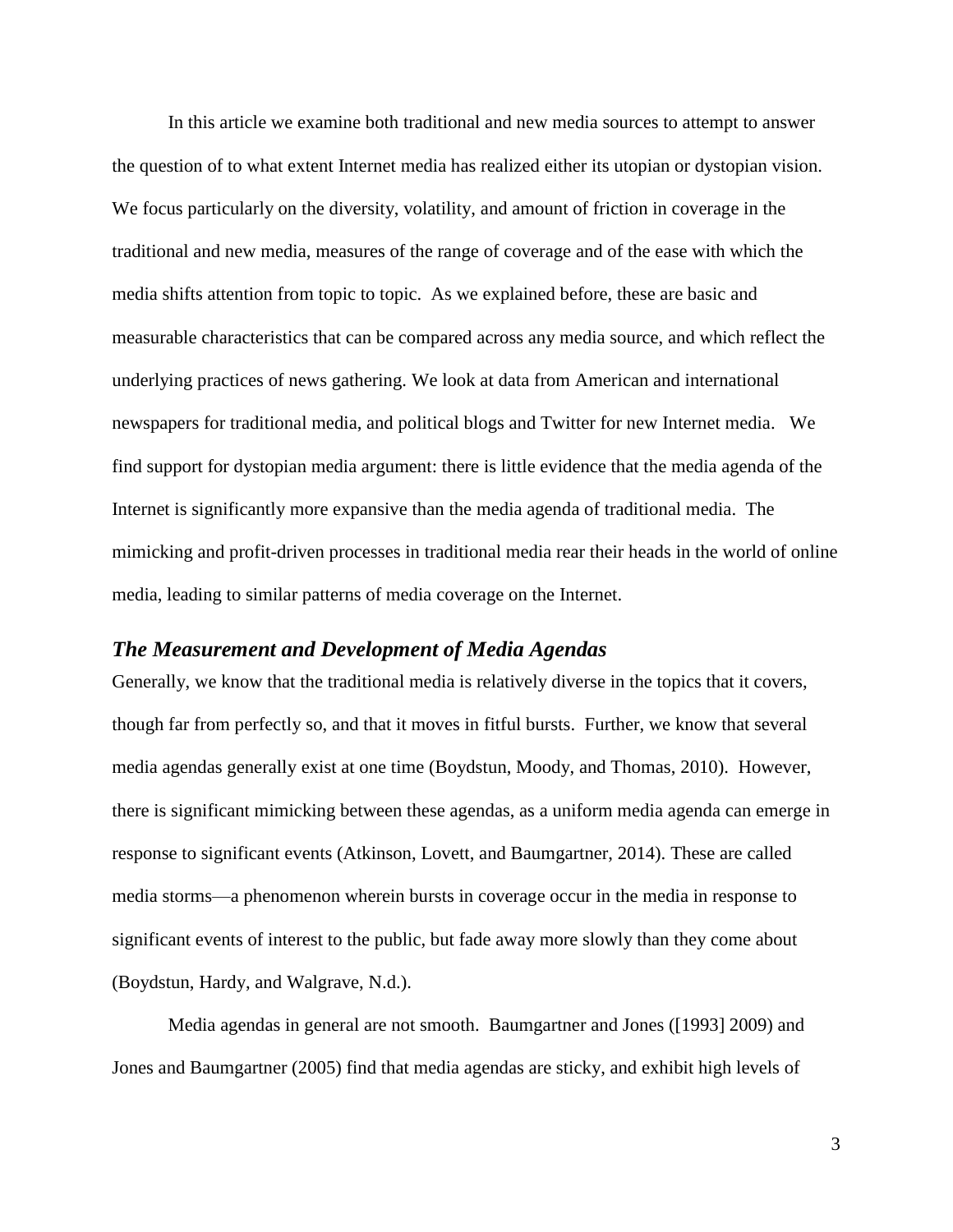In this article we examine both traditional and new media sources to attempt to answer the question of to what extent Internet media has realized either its utopian or dystopian vision. We focus particularly on the diversity, volatility, and amount of friction in coverage in the traditional and new media, measures of the range of coverage and of the ease with which the media shifts attention from topic to topic. As we explained before, these are basic and measurable characteristics that can be compared across any media source, and which reflect the underlying practices of news gathering. We look at data from American and international newspapers for traditional media, and political blogs and Twitter for new Internet media. We find support for dystopian media argument: there is little evidence that the media agenda of the Internet is significantly more expansive than the media agenda of traditional media. The mimicking and profit-driven processes in traditional media rear their heads in the world of online media, leading to similar patterns of media coverage on the Internet.

## *The Measurement and Development of Media Agendas*

Generally, we know that the traditional media is relatively diverse in the topics that it covers, though far from perfectly so, and that it moves in fitful bursts. Further, we know that several media agendas generally exist at one time (Boydstun, Moody, and Thomas, 2010). However, there is significant mimicking between these agendas, as a uniform media agenda can emerge in response to significant events (Atkinson, Lovett, and Baumgartner, 2014). These are called media storms—a phenomenon wherein bursts in coverage occur in the media in response to significant events of interest to the public, but fade away more slowly than they come about (Boydstun, Hardy, and Walgrave, N.d.).

Media agendas in general are not smooth. Baumgartner and Jones ([1993] 2009) and Jones and Baumgartner (2005) find that media agendas are sticky, and exhibit high levels of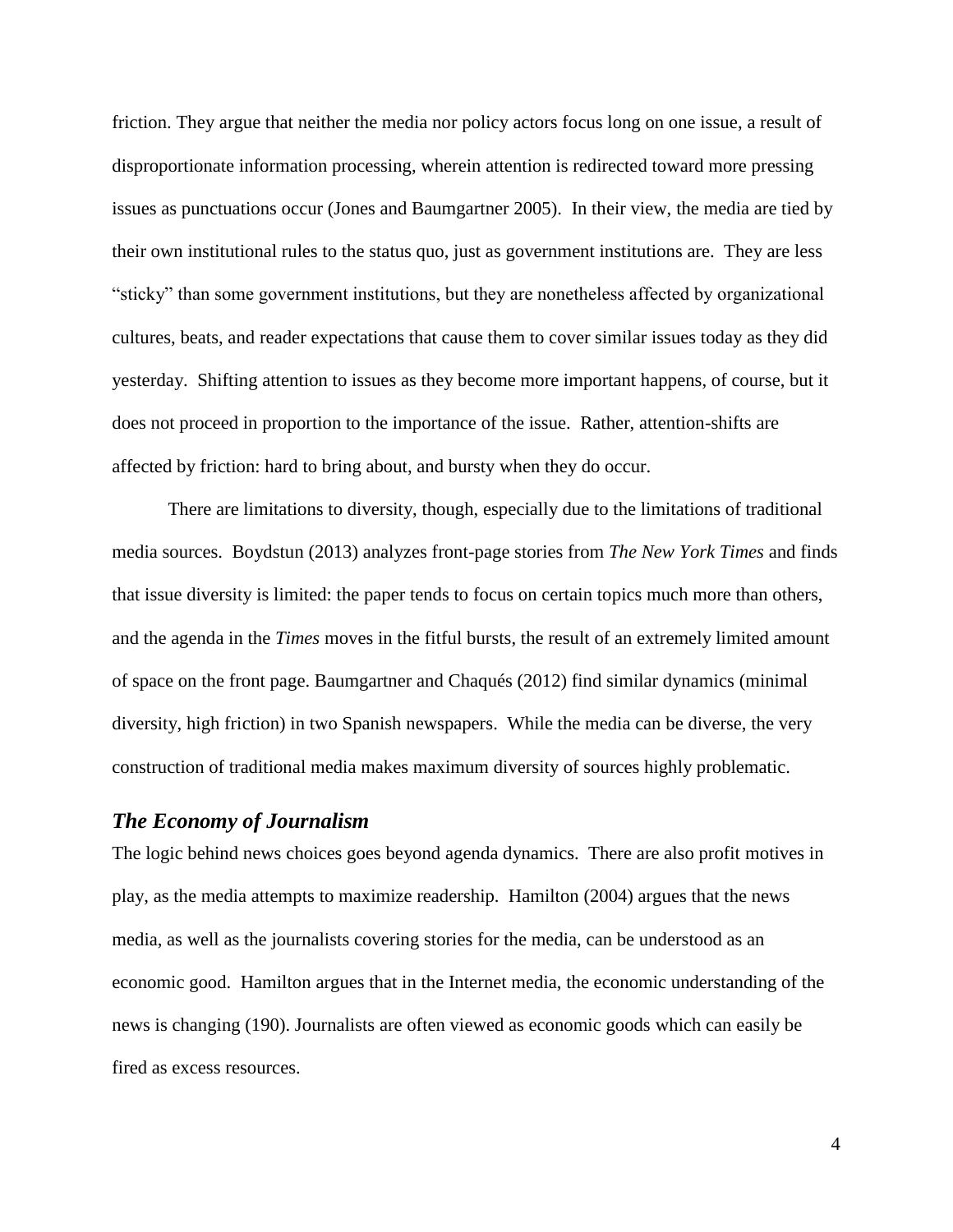friction. They argue that neither the media nor policy actors focus long on one issue, a result of disproportionate information processing, wherein attention is redirected toward more pressing issues as punctuations occur (Jones and Baumgartner 2005). In their view, the media are tied by their own institutional rules to the status quo, just as government institutions are. They are less "sticky" than some government institutions, but they are nonetheless affected by organizational cultures, beats, and reader expectations that cause them to cover similar issues today as they did yesterday. Shifting attention to issues as they become more important happens, of course, but it does not proceed in proportion to the importance of the issue. Rather, attention-shifts are affected by friction: hard to bring about, and bursty when they do occur.

There are limitations to diversity, though, especially due to the limitations of traditional media sources. Boydstun (2013) analyzes front-page stories from *The New York Times* and finds that issue diversity is limited: the paper tends to focus on certain topics much more than others, and the agenda in the *Times* moves in the fitful bursts, the result of an extremely limited amount of space on the front page. Baumgartner and Chaqués (2012) find similar dynamics (minimal diversity, high friction) in two Spanish newspapers. While the media can be diverse, the very construction of traditional media makes maximum diversity of sources highly problematic.

### *The Economy of Journalism*

The logic behind news choices goes beyond agenda dynamics. There are also profit motives in play, as the media attempts to maximize readership. Hamilton (2004) argues that the news media, as well as the journalists covering stories for the media, can be understood as an economic good. Hamilton argues that in the Internet media, the economic understanding of the news is changing (190). Journalists are often viewed as economic goods which can easily be fired as excess resources.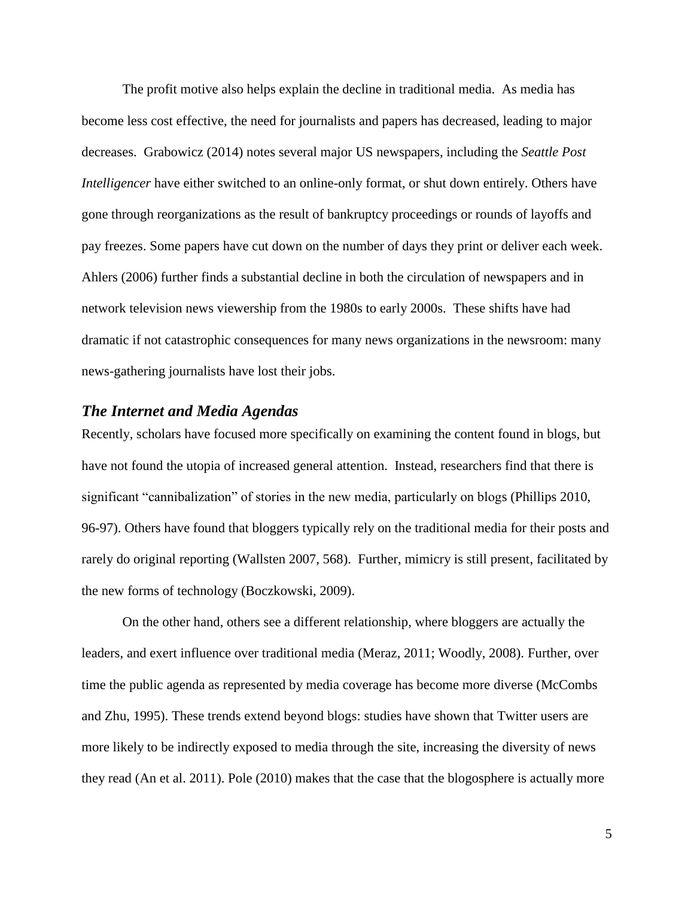The profit motive also helps explain the decline in traditional media. As media has become less cost effective, the need for journalists and papers has decreased, leading to major decreases. Grabowicz (2014) notes several major US newspapers, including the *Seattle Post Intelligencer* have either switched to an online-only format, or shut down entirely. Others have gone through reorganizations as the result of bankruptcy proceedings or rounds of layoffs and pay freezes. Some papers have cut down on the number of days they print or deliver each week. Ahlers (2006) further finds a substantial decline in both the circulation of newspapers and in network television news viewership from the 1980s to early 2000s. These shifts have had dramatic if not catastrophic consequences for many news organizations in the newsroom: many news-gathering journalists have lost their jobs.

### *The Internet and Media Agendas*

Recently, scholars have focused more specifically on examining the content found in blogs, but have not found the utopia of increased general attention. Instead, researchers find that there is significant "cannibalization" of stories in the new media, particularly on blogs (Phillips 2010, 96-97). Others have found that bloggers typically rely on the traditional media for their posts and rarely do original reporting (Wallsten 2007, 568). Further, mimicry is still present, facilitated by the new forms of technology (Boczkowski, 2009).

On the other hand, others see a different relationship, where bloggers are actually the leaders, and exert influence over traditional media (Meraz, 2011; Woodly, 2008). Further, over time the public agenda as represented by media coverage has become more diverse (McCombs and Zhu, 1995). These trends extend beyond blogs: studies have shown that Twitter users are more likely to be indirectly exposed to media through the site, increasing the diversity of news they read (An et al. 2011). Pole (2010) makes that the case that the blogosphere is actually more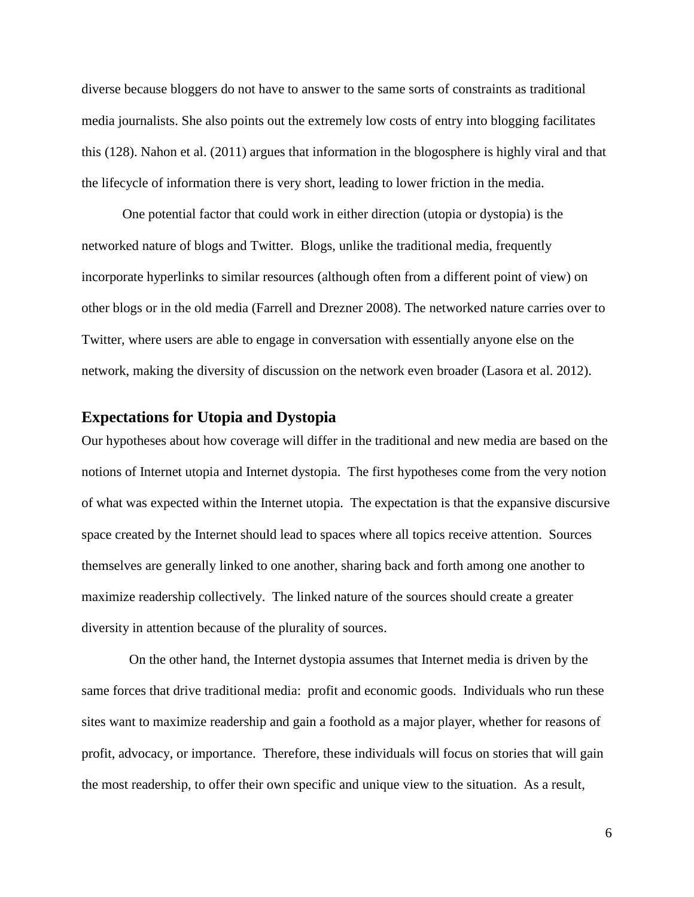diverse because bloggers do not have to answer to the same sorts of constraints as traditional media journalists. She also points out the extremely low costs of entry into blogging facilitates this (128). Nahon et al. (2011) argues that information in the blogosphere is highly viral and that the lifecycle of information there is very short, leading to lower friction in the media.

One potential factor that could work in either direction (utopia or dystopia) is the networked nature of blogs and Twitter. Blogs, unlike the traditional media, frequently incorporate hyperlinks to similar resources (although often from a different point of view) on other blogs or in the old media (Farrell and Drezner 2008). The networked nature carries over to Twitter, where users are able to engage in conversation with essentially anyone else on the network, making the diversity of discussion on the network even broader (Lasora et al. 2012).

## Expectations for Utopia and Dystopia

Our hypotheses about how coverage will differ in the traditional and new media are based on the notions of Internet utopia and Internet dystopia. The first hypotheses come from the very notion of what was expected within the Internet utopia. The expectation is that the expansive discursive space created by the Internet should lead to spaces where all topics receive attention. Sources themselves are generally linked to one another, sharing back and forth among one another to maximize readership collectively. The linked nature of the sources should create a greater diversity in attention because of the plurality of sources.

On the other hand, the Internet dystopia assumes that Internet media is driven by the same forces that drive traditional media: profit and economic goods. Individuals who run these sites want to maximize readership and gain a foothold as a major player, whether for reasons of profit, advocacy, or importance. Therefore, these individuals will focus on stories that will gain the most readership, to offer their own specific and unique view to the situation. As a result,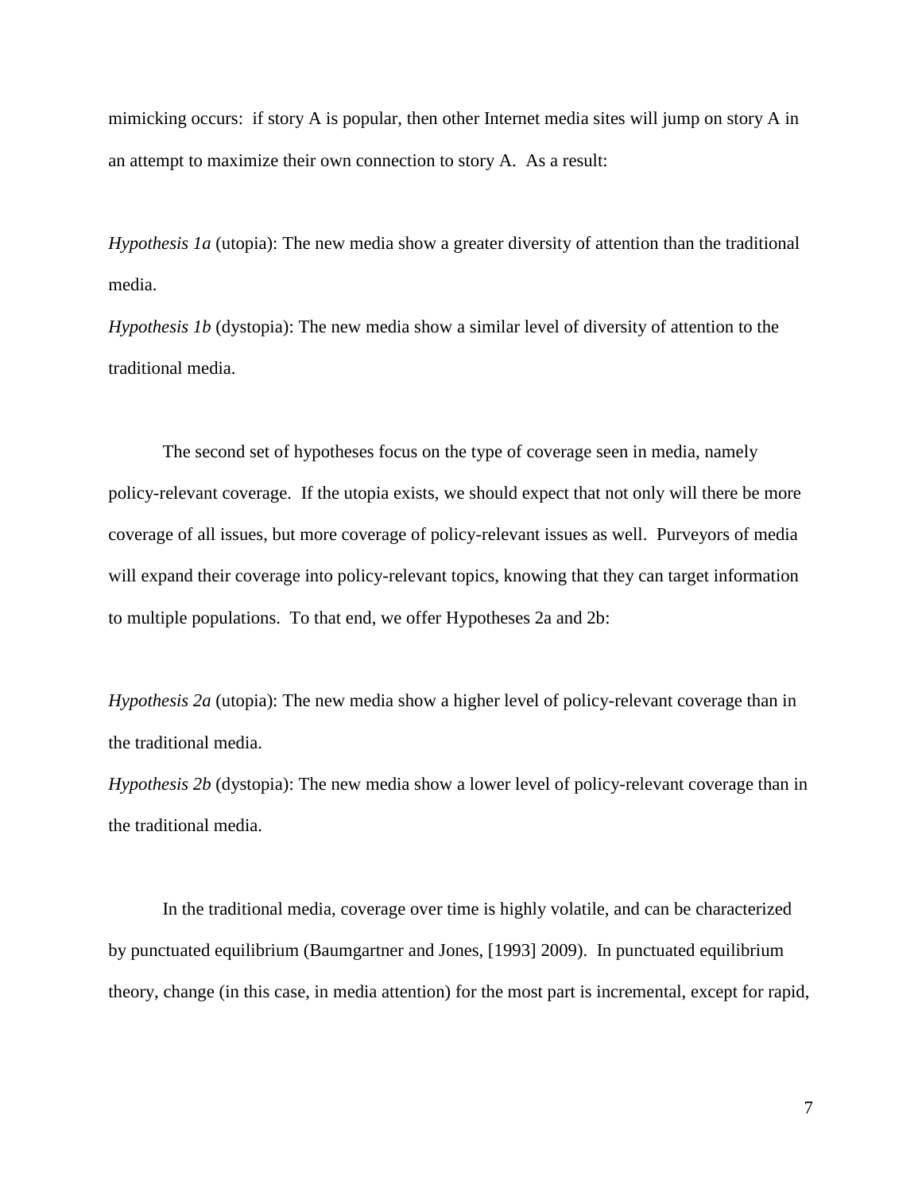mimicking occurs: if story A is popular, then other Internet media sites will jump on story A in an attempt to maximize their own connection to story A. As a result:

*Hypothesis 1a* (utopia): The new media show a greater diversity of attention than the traditional media.

*Hypothesis 1b* (dystopia): The new media show a similar level of diversity of attention to the traditional media.

The second set of hypotheses focus on the type of coverage seen in media, namely policy-relevant coverage. If the utopia exists, we should expect that not only will there be more coverage of all issues, but more coverage of policy-relevant issues as well. Purveyors of media will expand their coverage into policy-relevant topics, knowing that they can target information to multiple populations. To that end, we offer Hypotheses 2a and 2b:

*Hypothesis 2a* (utopia): The new media show a higher level of policy-relevant coverage than in the traditional media.

*Hypothesis 2b* (dystopia): The new media show a lower level of policy-relevant coverage than in the traditional media.

In the traditional media, coverage over time is highly volatile, and can be characterized by punctuated equilibrium (Baumgartner and Jones, [1993] 2009). In punctuated equilibrium theory, change (in this case, in media attention) for the most part is incremental, except for rapid,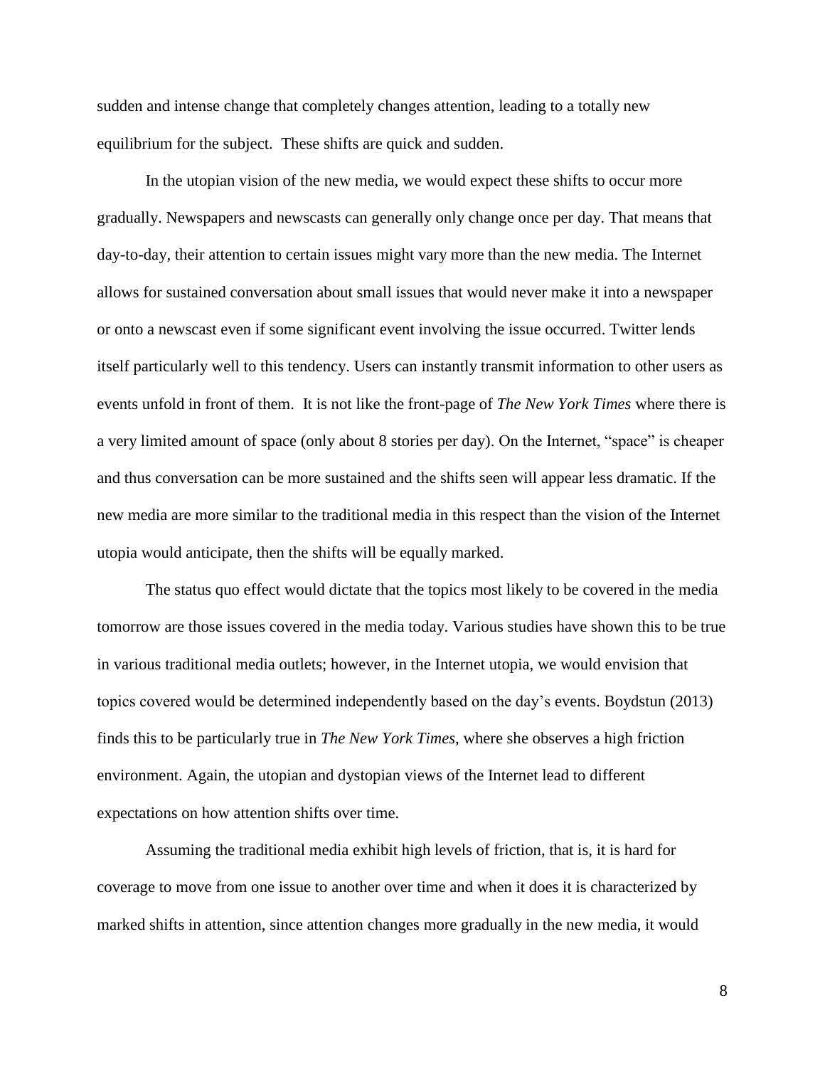sudden and intense change that completely changes attention, leading to a totally new equilibrium for the subject. These shifts are quick and sudden.

In the utopian vision of the new media, we would expect these shifts to occur more gradually. Newspapers and newscasts can generally only change once per day. That means that day-to-day, their attention to certain issues might vary more than the new media. The Internet allows for sustained conversation about small issues that would never make it into a newspaper or onto a newscast even if some significant event involving the issue occurred. Twitter lends itself particularly well to this tendency. Users can instantly transmit information to other users as events unfold in front of them. It is not like the front-page of *The New York Times* where there is a very limited amount of space (only about 8 stories per day). On the Internet, "space" is cheaper and thus conversation can be more sustained and the shifts seen will appear less dramatic. If the new media are more similar to the traditional media in this respect than the vision of the Internet utopia would anticipate, then the shifts will be equally marked.

The status quo effect would dictate that the topics most likely to be covered in the media tomorrow are those issues covered in the media today. Various studies have shown this to be true in various traditional media outlets; however, in the Internet utopia, we would envision that topics covered would be determined independently based on the day's events. Boydstun (2013) finds this to be particularly true in *The New York Times*, where she observes a high friction environment. Again, the utopian and dystopian views of the Internet lead to different expectations on how attention shifts over time.

Assuming the traditional media exhibit high levels of friction, that is, it is hard for coverage to move from one issue to another over time and when it does it is characterized by marked shifts in attention, since attention changes more gradually in the new media, it would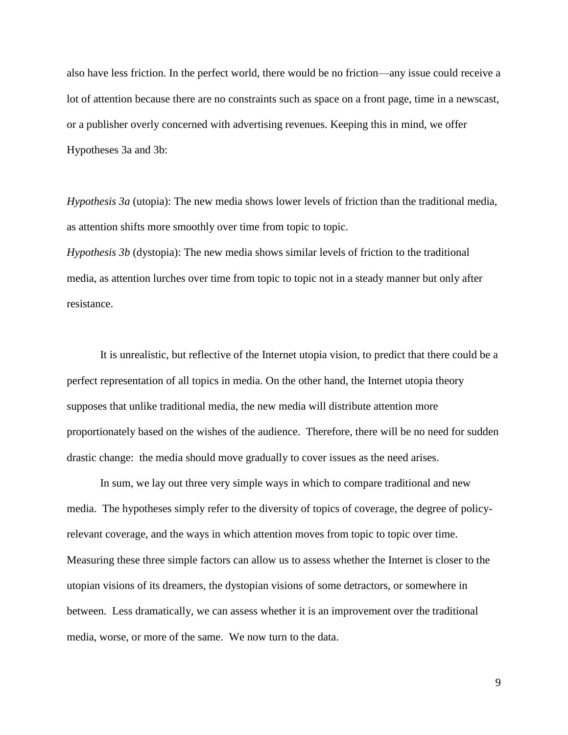also have less friction. In the perfect world, there would be no friction—any issue could receive a lot of attention because there are no constraints such as space on a front page, time in a newscast, or a publisher overly concerned with advertising revenues. Keeping this in mind, we offer Hypotheses 3a and 3b:

*Hypothesis 3a* (utopia): The new media shows lower levels of friction than the traditional media, as attention shifts more smoothly over time from topic to topic.

*Hypothesis 3b* (dystopia): The new media shows similar levels of friction to the traditional media, as attention lurches over time from topic to topic not in a steady manner but only after resistance.

It is unrealistic, but reflective of the Internet utopia vision, to predict that there could be a perfect representation of all topics in media. On the other hand, the Internet utopia theory supposes that unlike traditional media, the new media will distribute attention more proportionately based on the wishes of the audience. Therefore, there will be no need for sudden drastic change: the media should move gradually to cover issues as the need arises.

In sum, we lay out three very simple ways in which to compare traditional and new media. The hypotheses simply refer to the diversity of topics of coverage, the degree of policy-relevant coverage, and the ways in which attention moves from topic to topic over time. Measuring these three simple factors can allow us to assess whether the Internet is closer to the utopian visions of its dreamers, the dystopian visions of some detractors, or somewhere in between. Less dramatically, we can assess whether it is an improvement over the traditional media, worse, or more of the same. We now turn to the data.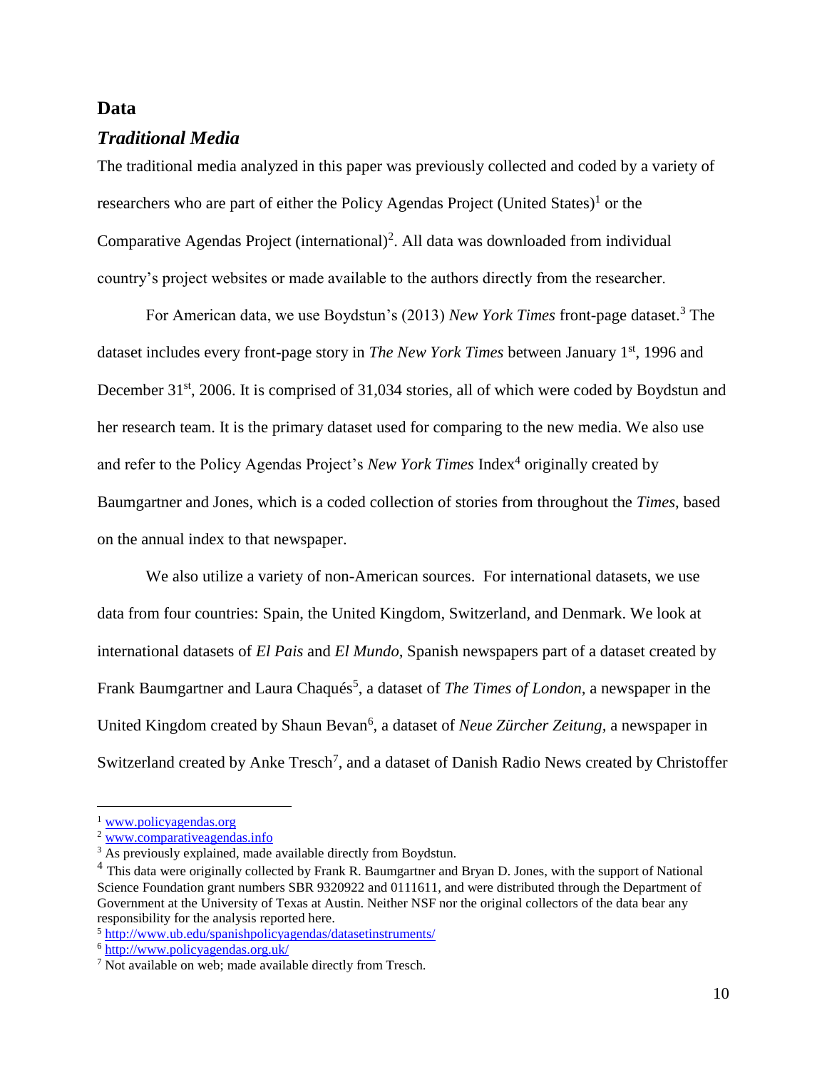## Data

### *Traditional Media*

The traditional media analyzed in this paper was previously collected and coded by a variety of researchers who are part of either the Policy Agendas Project (United States)[1] or the Comparative Agendas Project (international)[2]. All data was downloaded from individual country's project websites or made available to the authors directly from the researcher.

For American data, we use Boydstun's (2013) *New York Times* front-page dataset.[3] The dataset includes every front-page story in *The New York Times* between January 1st, 1996 and December 31st, 2006. It is comprised of 31,034 stories, all of which were coded by Boydstun and her research team. It is the primary dataset used for comparing to the new media. We also use and refer to the Policy Agendas Project's *New York Times* Index[4] originally created by Baumgartner and Jones, which is a coded collection of stories from throughout the *Times*, based on the annual index to that newspaper.

We also utilize a variety of non-American sources. For international datasets, we use data from four countries: Spain, the United Kingdom, Switzerland, and Denmark. We look at international datasets of *El Pais* and *El Mundo*, Spanish newspapers part of a dataset created by Frank Baumgartner and Laura Chaqués[5], a dataset of *The Times of London,* a newspaper in the United Kingdom created by Shaun Bevan[6], a dataset of *Neue Zürcher Zeitung*, a newspaper in Switzerland created by Anke Tresch[7], and a dataset of Danish Radio News created by Christoffer

---

[1] www.policyagendas.org

[2] www.comparativeagendas.info

[3] As previously explained, made available directly from Boydstun.

[4] This data were originally collected by Frank R. Baumgartner and Bryan D. Jones, with the support of National Science Foundation grant numbers SBR 9320922 and 0111611, and were distributed through the Department of Government at the University of Texas at Austin. Neither NSF nor the original collectors of the data bear any responsibility for the analysis reported here.

[5] http://www.ub.edu/spanishpolicyagendas/datasetinstruments/

[6] http://www.policyagendas.org.uk/

[7] Not available on web; made available directly from Tresch.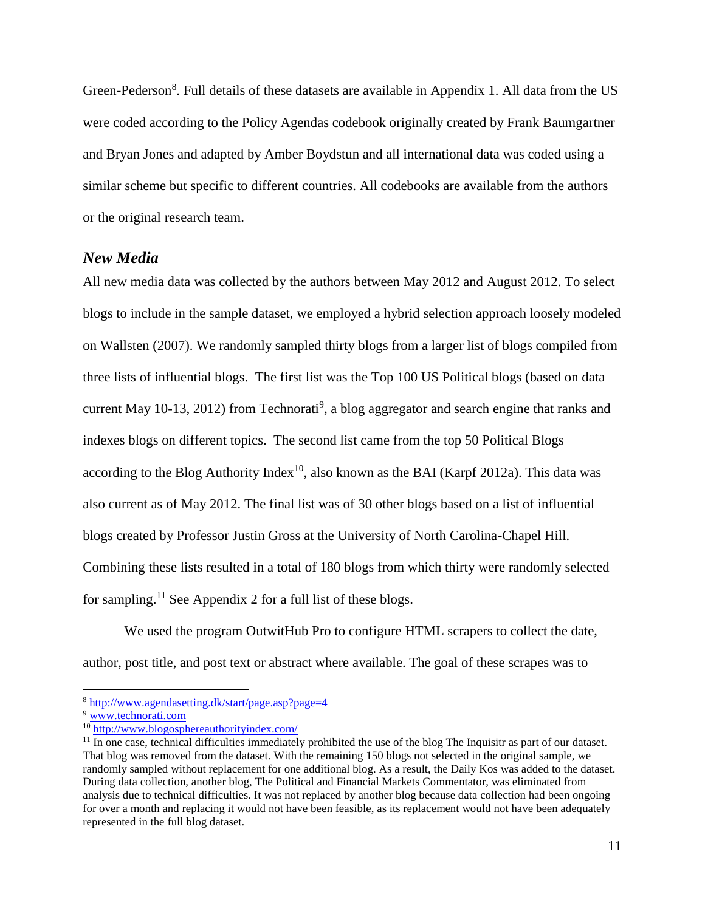Green-Pederson[8]. Full details of these datasets are available in Appendix 1. All data from the US were coded according to the Policy Agendas codebook originally created by Frank Baumgartner and Bryan Jones and adapted by Amber Boydstun and all international data was coded using a similar scheme but specific to different countries. All codebooks are available from the authors or the original research team.

### *New Media*

All new media data was collected by the authors between May 2012 and August 2012. To select blogs to include in the sample dataset, we employed a hybrid selection approach loosely modeled on Wallsten (2007). We randomly sampled thirty blogs from a larger list of blogs compiled from three lists of influential blogs. The first list was the Top 100 US Political blogs (based on data current May 10-13, 2012) from Technorati[9], a blog aggregator and search engine that ranks and indexes blogs on different topics. The second list came from the top 50 Political Blogs according to the Blog Authority Index[10], also known as the BAI (Karpf 2012a). This data was also current as of May 2012. The final list was of 30 other blogs based on a list of influential blogs created by Professor Justin Gross at the University of North Carolina-Chapel Hill. Combining these lists resulted in a total of 180 blogs from which thirty were randomly selected for sampling.[11] See Appendix 2 for a full list of these blogs.

We used the program OutwitHub Pro to configure HTML scrapers to collect the date, author, post title, and post text or abstract where available. The goal of these scrapes was to

---

[8] http://www.agendasetting.dk/start/page.asp?page=4

[9] www.technorati.com

[10] http://www.blogosphereauthorityindex.com/

[11] In one case, technical difficulties immediately prohibited the use of the blog The Inquisitr as part of our dataset. That blog was removed from the dataset. With the remaining 150 blogs not selected in the original sample, we randomly sampled without replacement for one additional blog. As a result, the Daily Kos was added to the dataset. During data collection, another blog, The Political and Financial Markets Commentator, was eliminated from analysis due to technical difficulties. It was not replaced by another blog because data collection had been ongoing for over a month and replacing it would not have been feasible, as its replacement would not have been adequately represented in the full blog dataset.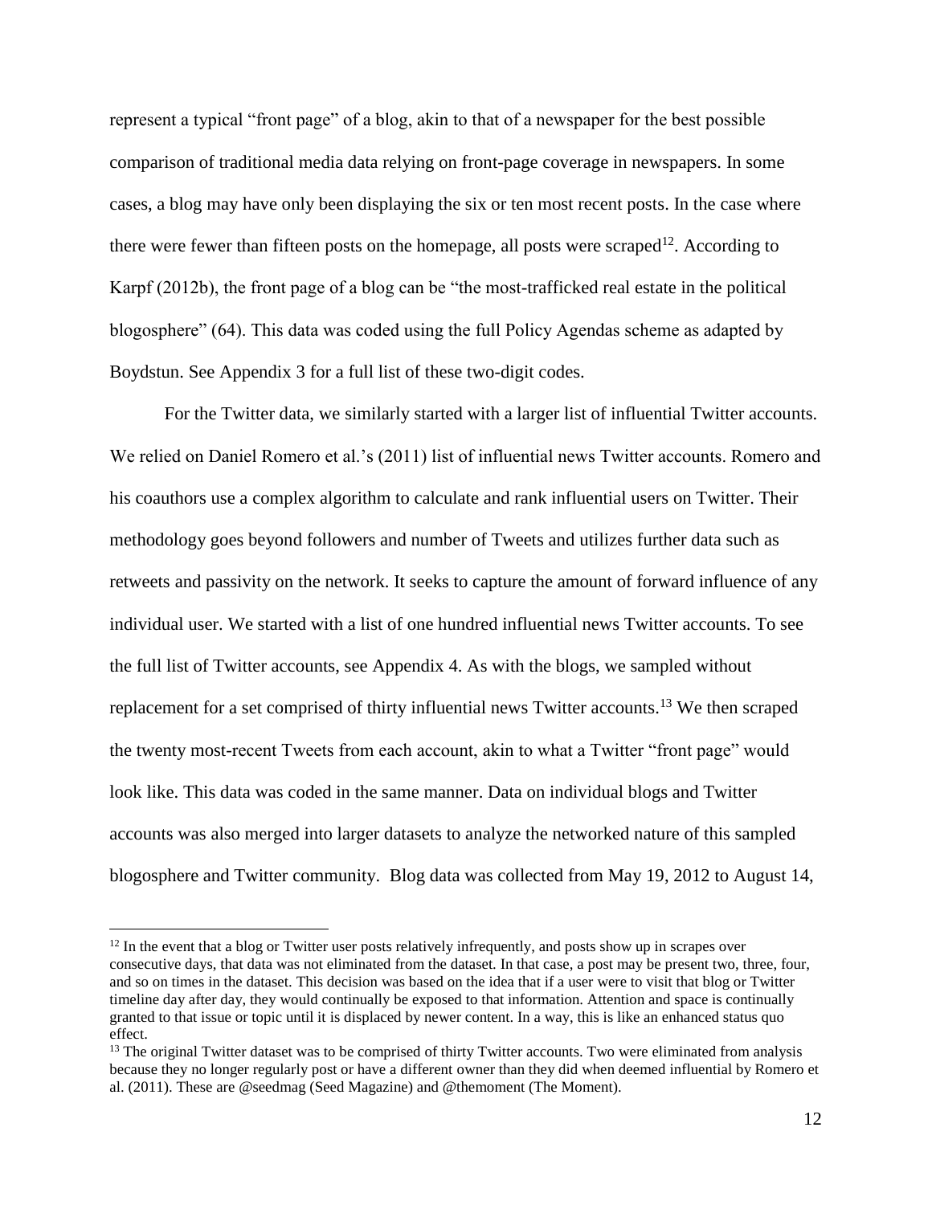represent a typical "front page" of a blog, akin to that of a newspaper for the best possible comparison of traditional media data relying on front-page coverage in newspapers. In some cases, a blog may have only been displaying the six or ten most recent posts. In the case where there were fewer than fifteen posts on the homepage, all posts were scraped[12]. According to Karpf (2012b), the front page of a blog can be "the most-trafficked real estate in the political blogosphere" (64). This data was coded using the full Policy Agendas scheme as adapted by Boydstun. See Appendix 3 for a full list of these two-digit codes.

For the Twitter data, we similarly started with a larger list of influential Twitter accounts. We relied on Daniel Romero et al.'s (2011) list of influential news Twitter accounts. Romero and his coauthors use a complex algorithm to calculate and rank influential users on Twitter. Their methodology goes beyond followers and number of Tweets and utilizes further data such as retweets and passivity on the network. It seeks to capture the amount of forward influence of any individual user. We started with a list of one hundred influential news Twitter accounts. To see the full list of Twitter accounts, see Appendix 4. As with the blogs, we sampled without replacement for a set comprised of thirty influential news Twitter accounts.[13] We then scraped the twenty most-recent Tweets from each account, akin to what a Twitter "front page" would look like. This data was coded in the same manner. Data on individual blogs and Twitter accounts was also merged into larger datasets to analyze the networked nature of this sampled blogosphere and Twitter community. Blog data was collected from May 19, 2012 to August 14,

[12] In the event that a blog or Twitter user posts relatively infrequently, and posts show up in scrapes over consecutive days, that data was not eliminated from the dataset. In that case, a post may be present two, three, four, and so on times in the dataset. This decision was based on the idea that if a user were to visit that blog or Twitter timeline day after day, they would continually be exposed to that information. Attention and space is continually granted to that issue or topic until it is displaced by newer content. In a way, this is like an enhanced status quo effect.

[13] The original Twitter dataset was to be comprised of thirty Twitter accounts. Two were eliminated from analysis because they no longer regularly post or have a different owner than they did when deemed influential by Romero et al. (2011). These are @seedmag (Seed Magazine) and @themoment (The Moment).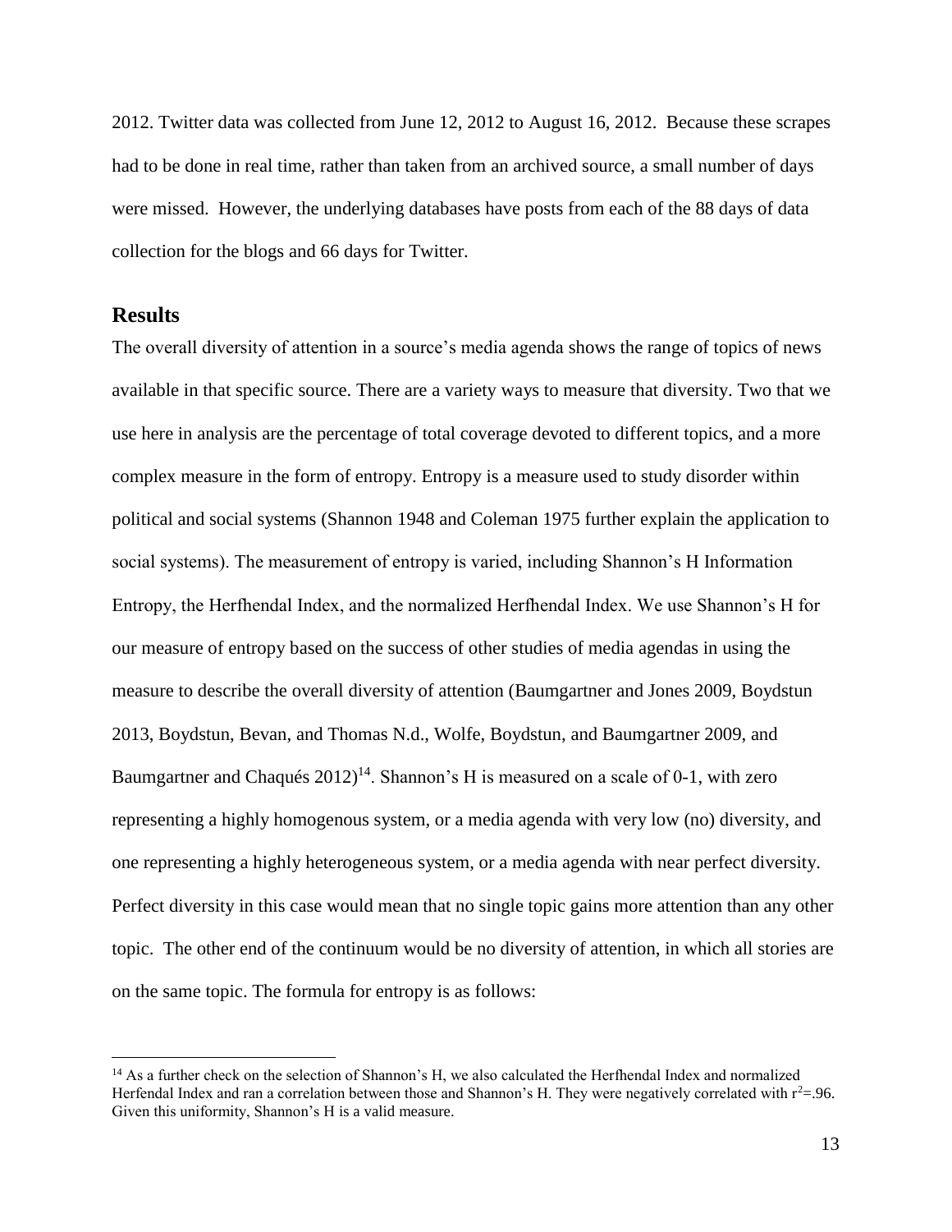2012. Twitter data was collected from June 12, 2012 to August 16, 2012. Because these scrapes had to be done in real time, rather than taken from an archived source, a small number of days were missed. However, the underlying databases have posts from each of the 88 days of data collection for the blogs and 66 days for Twitter.

## Results

The overall diversity of attention in a source's media agenda shows the range of topics of news available in that specific source. There are a variety ways to measure that diversity. Two that we use here in analysis are the percentage of total coverage devoted to different topics, and a more complex measure in the form of entropy. Entropy is a measure used to study disorder within political and social systems (Shannon 1948 and Coleman 1975 further explain the application to social systems). The measurement of entropy is varied, including Shannon's H Information Entropy, the Herfhendal Index, and the normalized Herfhendal Index. We use Shannon's H for our measure of entropy based on the success of other studies of media agendas in using the measure to describe the overall diversity of attention (Baumgartner and Jones 2009, Boydstun 2013, Boydstun, Bevan, and Thomas N.d., Wolfe, Boydstun, and Baumgartner 2009, and Baumgartner and Chaqués 2012)[14]. Shannon's H is measured on a scale of 0-1, with zero representing a highly homogenous system, or a media agenda with very low (no) diversity, and one representing a highly heterogeneous system, or a media agenda with near perfect diversity. Perfect diversity in this case would mean that no single topic gains more attention than any other topic. The other end of the continuum would be no diversity of attention, in which all stories are on the same topic. The formula for entropy is as follows:

[14] As a further check on the selection of Shannon's H, we also calculated the Herfhendal Index and normalized Herfendal Index and ran a correlation between those and Shannon's H. They were negatively correlated with $r^2$=.96. Given this uniformity, Shannon's H is a valid measure.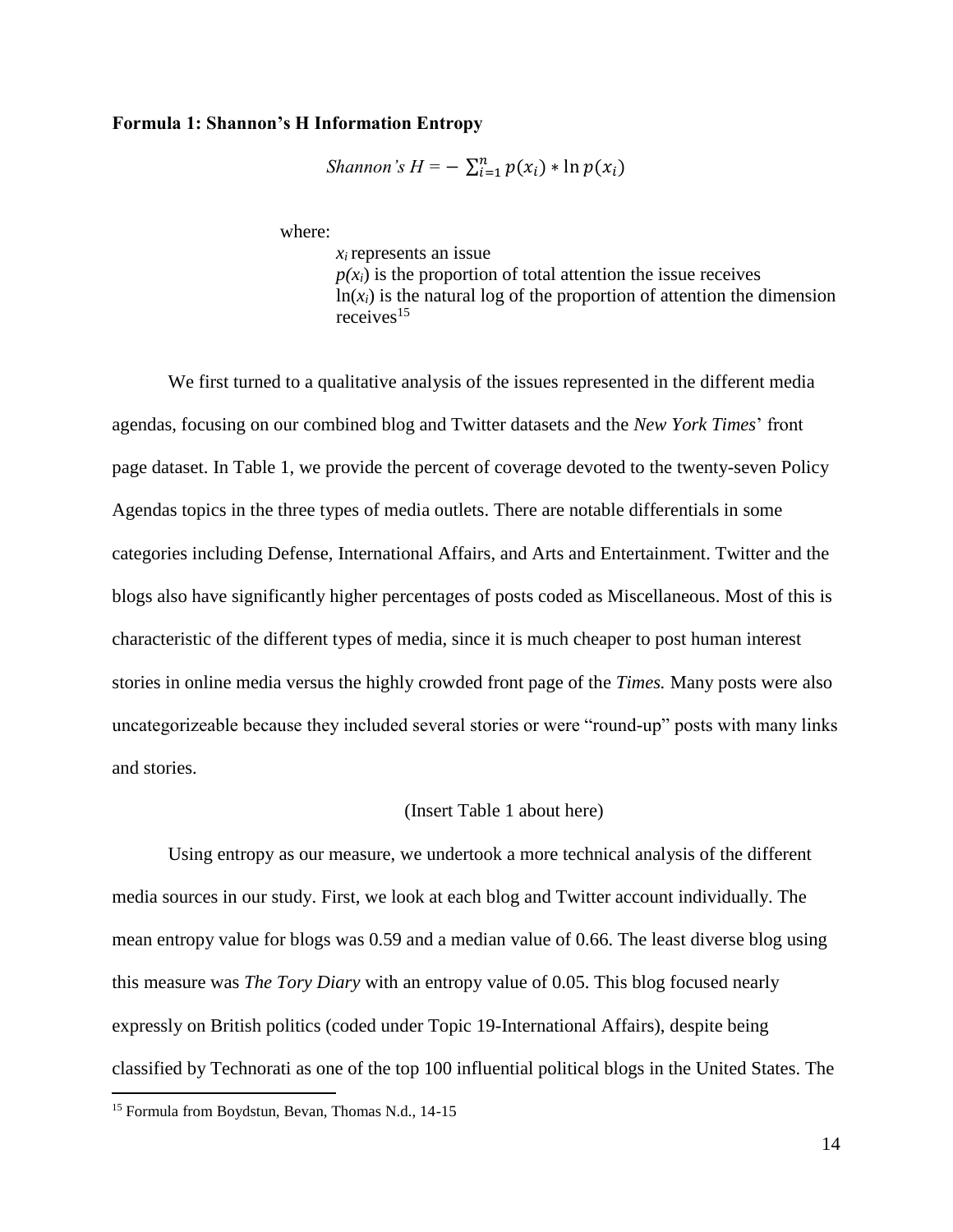**Formula 1: Shannon's H Information Entropy**

$$\textit{Shannon's } H = -\sum_{i=1}^{n} p(x_i) * \ln p(x_i)$$

where:

$x_i$ represents an issue
$p(x_i)$ is the proportion of total attention the issue receives
$\ln(x_i)$ is the natural log of the proportion of attention the dimension receives[15]

We first turned to a qualitative analysis of the issues represented in the different media agendas, focusing on our combined blog and Twitter datasets and the *New York Times*' front page dataset. In Table 1, we provide the percent of coverage devoted to the twenty-seven Policy Agendas topics in the three types of media outlets. There are notable differentials in some categories including Defense, International Affairs, and Arts and Entertainment. Twitter and the blogs also have significantly higher percentages of posts coded as Miscellaneous. Most of this is characteristic of the different types of media, since it is much cheaper to post human interest stories in online media versus the highly crowded front page of the *Times.* Many posts were also uncategorizeable because they included several stories or were "round-up" posts with many links and stories.

(Insert Table 1 about here)

Using entropy as our measure, we undertook a more technical analysis of the different media sources in our study. First, we look at each blog and Twitter account individually. The mean entropy value for blogs was 0.59 and a median value of 0.66. The least diverse blog using this measure was *The Tory Diary* with an entropy value of 0.05. This blog focused nearly expressly on British politics (coded under Topic 19-International Affairs), despite being classified by Technorati as one of the top 100 influential political blogs in the United States. The

[15] Formula from Boydstun, Bevan, Thomas N.d., 14-15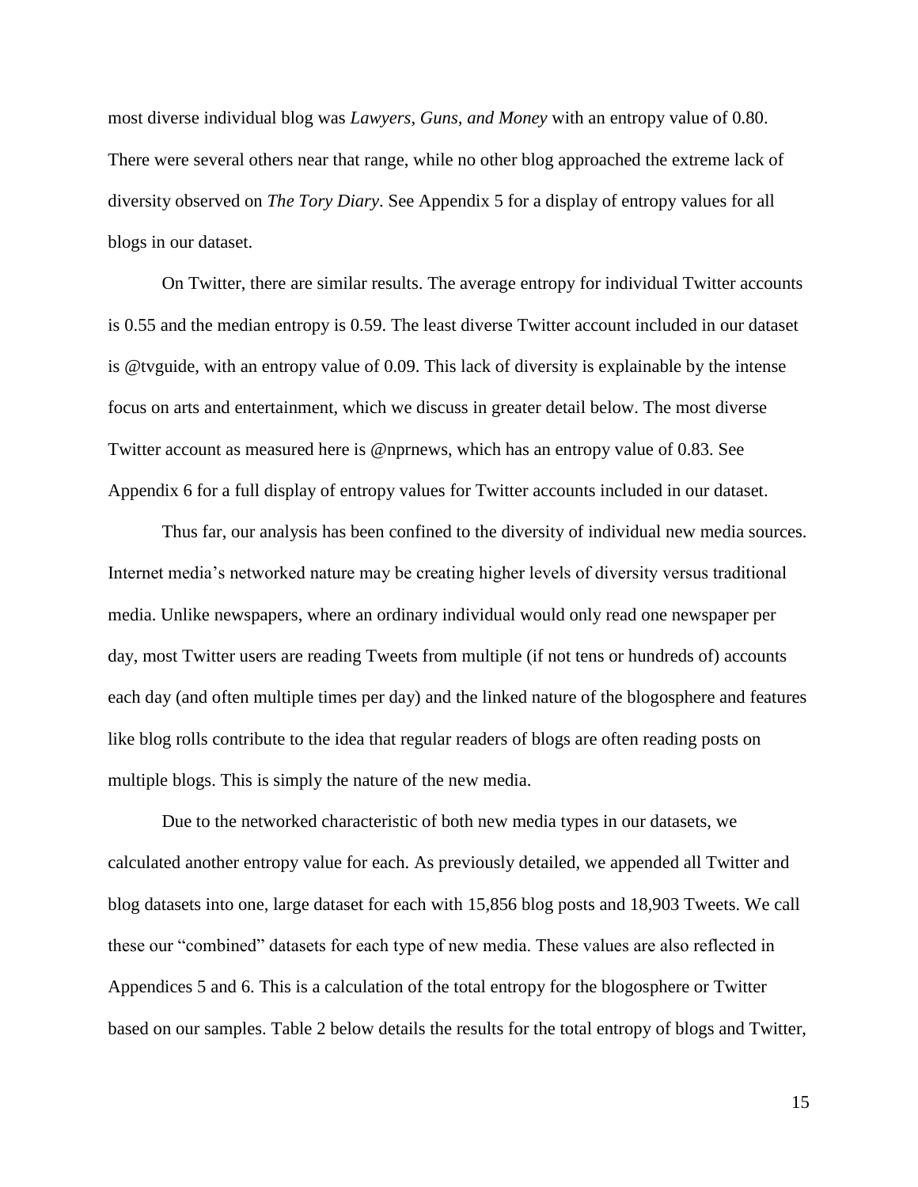most diverse individual blog was *Lawyers, Guns, and Money* with an entropy value of 0.80. There were several others near that range, while no other blog approached the extreme lack of diversity observed on *The Tory Diary*. See Appendix 5 for a display of entropy values for all blogs in our dataset.

On Twitter, there are similar results. The average entropy for individual Twitter accounts is 0.55 and the median entropy is 0.59. The least diverse Twitter account included in our dataset is @tvguide, with an entropy value of 0.09. This lack of diversity is explainable by the intense focus on arts and entertainment, which we discuss in greater detail below. The most diverse Twitter account as measured here is @nprnews, which has an entropy value of 0.83. See Appendix 6 for a full display of entropy values for Twitter accounts included in our dataset.

Thus far, our analysis has been confined to the diversity of individual new media sources. Internet media's networked nature may be creating higher levels of diversity versus traditional media. Unlike newspapers, where an ordinary individual would only read one newspaper per day, most Twitter users are reading Tweets from multiple (if not tens or hundreds of) accounts each day (and often multiple times per day) and the linked nature of the blogosphere and features like blog rolls contribute to the idea that regular readers of blogs are often reading posts on multiple blogs. This is simply the nature of the new media.

Due to the networked characteristic of both new media types in our datasets, we calculated another entropy value for each. As previously detailed, we appended all Twitter and blog datasets into one, large dataset for each with 15,856 blog posts and 18,903 Tweets. We call these our "combined" datasets for each type of new media. These values are also reflected in Appendices 5 and 6. This is a calculation of the total entropy for the blogosphere or Twitter based on our samples. Table 2 below details the results for the total entropy of blogs and Twitter,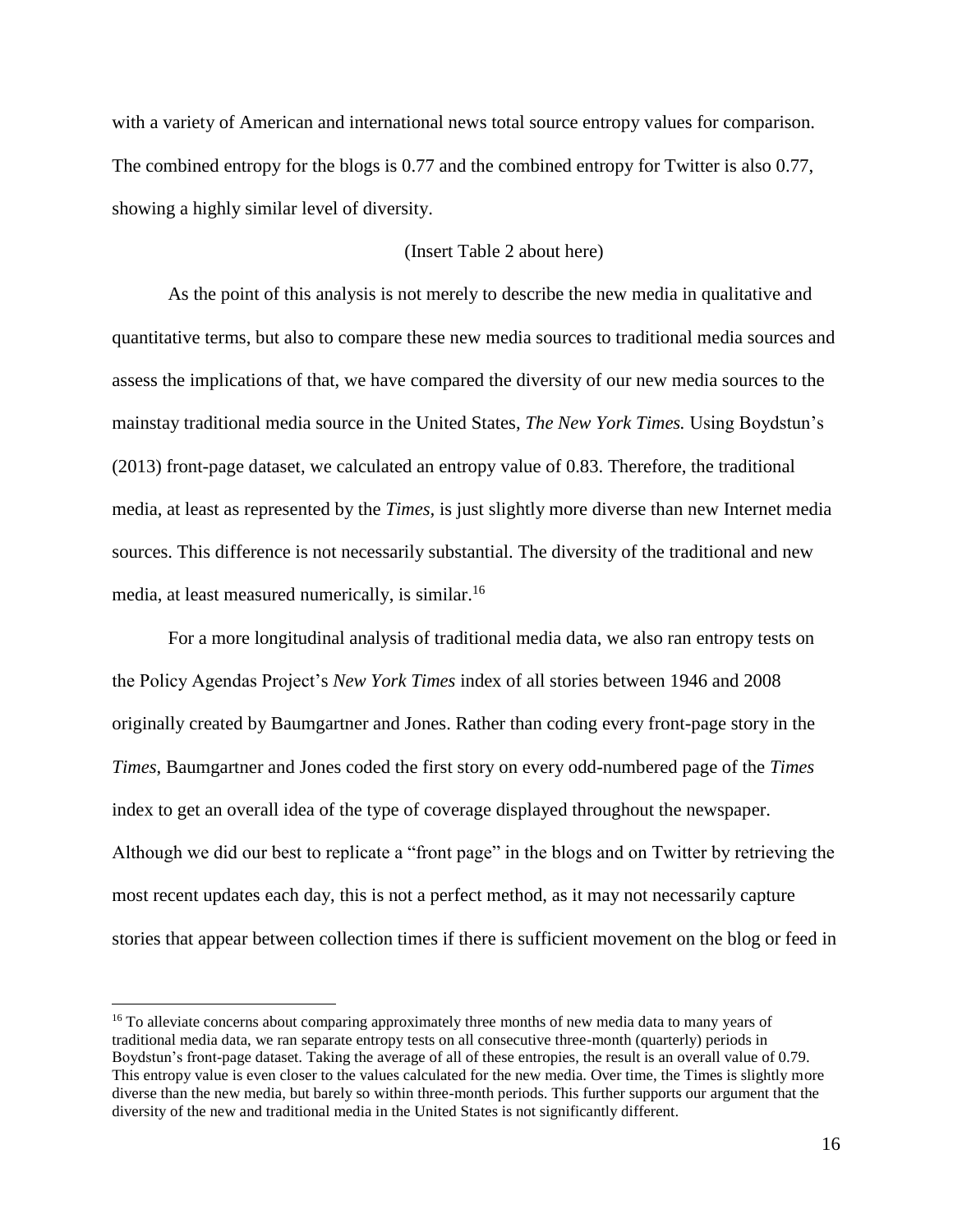with a variety of American and international news total source entropy values for comparison. The combined entropy for the blogs is 0.77 and the combined entropy for Twitter is also 0.77, showing a highly similar level of diversity.

(Insert Table 2 about here)

As the point of this analysis is not merely to describe the new media in qualitative and quantitative terms, but also to compare these new media sources to traditional media sources and assess the implications of that, we have compared the diversity of our new media sources to the mainstay traditional media source in the United States, *The New York Times.* Using Boydstun's (2013) front-page dataset, we calculated an entropy value of 0.83. Therefore, the traditional media, at least as represented by the *Times*, is just slightly more diverse than new Internet media sources. This difference is not necessarily substantial. The diversity of the traditional and new media, at least measured numerically, is similar.[16]

For a more longitudinal analysis of traditional media data, we also ran entropy tests on the Policy Agendas Project's *New York Times* index of all stories between 1946 and 2008 originally created by Baumgartner and Jones. Rather than coding every front-page story in the *Times*, Baumgartner and Jones coded the first story on every odd-numbered page of the *Times* index to get an overall idea of the type of coverage displayed throughout the newspaper. Although we did our best to replicate a "front page" in the blogs and on Twitter by retrieving the most recent updates each day, this is not a perfect method, as it may not necessarily capture stories that appear between collection times if there is sufficient movement on the blog or feed in

[16] To alleviate concerns about comparing approximately three months of new media data to many years of traditional media data, we ran separate entropy tests on all consecutive three-month (quarterly) periods in Boydstun's front-page dataset. Taking the average of all of these entropies, the result is an overall value of 0.79. This entropy value is even closer to the values calculated for the new media. Over time, the Times is slightly more diverse than the new media, but barely so within three-month periods. This further supports our argument that the diversity of the new and traditional media in the United States is not significantly different.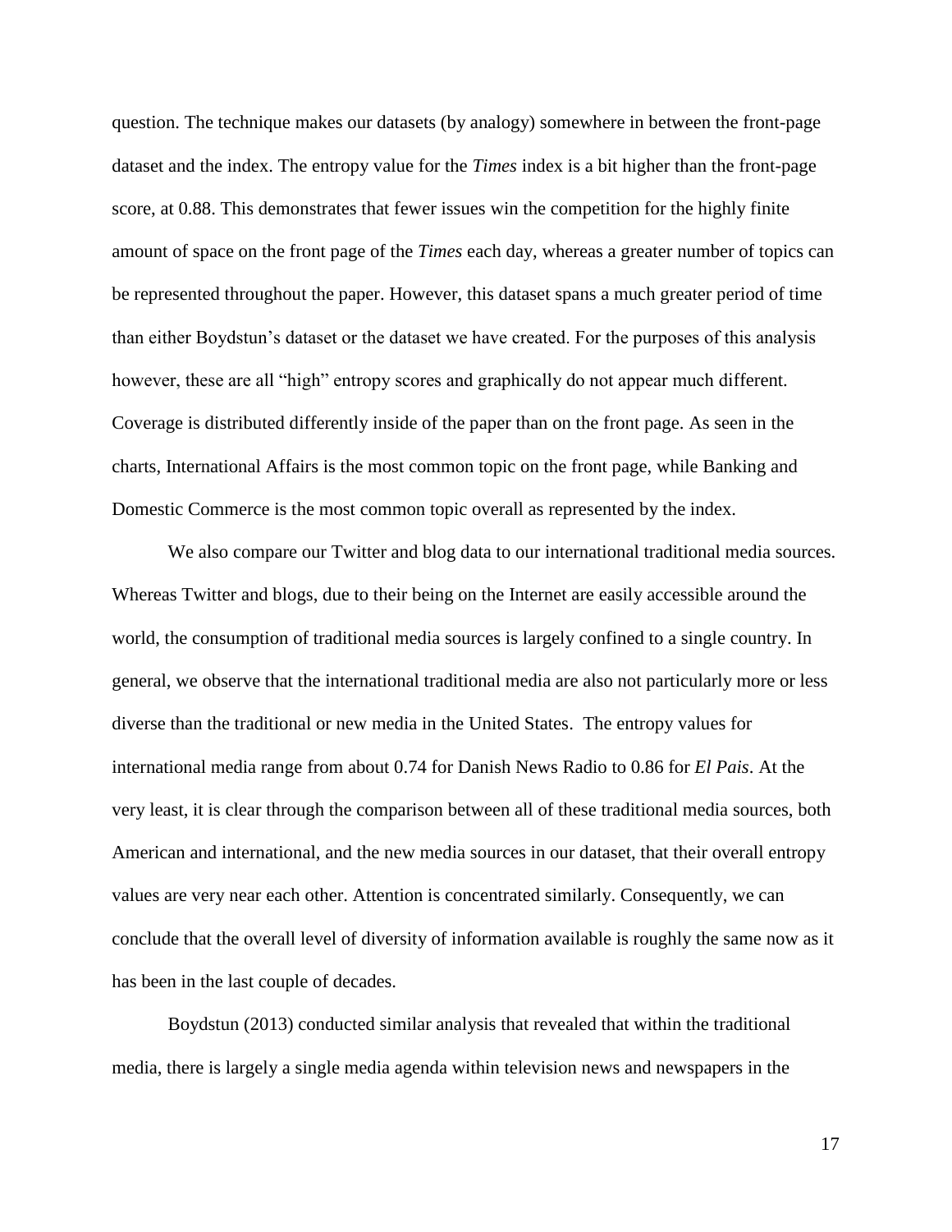question. The technique makes our datasets (by analogy) somewhere in between the front-page dataset and the index. The entropy value for the *Times* index is a bit higher than the front-page score, at 0.88. This demonstrates that fewer issues win the competition for the highly finite amount of space on the front page of the *Times* each day, whereas a greater number of topics can be represented throughout the paper. However, this dataset spans a much greater period of time than either Boydstun's dataset or the dataset we have created. For the purposes of this analysis however, these are all "high" entropy scores and graphically do not appear much different. Coverage is distributed differently inside of the paper than on the front page. As seen in the charts, International Affairs is the most common topic on the front page, while Banking and Domestic Commerce is the most common topic overall as represented by the index.

We also compare our Twitter and blog data to our international traditional media sources. Whereas Twitter and blogs, due to their being on the Internet are easily accessible around the world, the consumption of traditional media sources is largely confined to a single country. In general, we observe that the international traditional media are also not particularly more or less diverse than the traditional or new media in the United States. The entropy values for international media range from about 0.74 for Danish News Radio to 0.86 for *El Pais*. At the very least, it is clear through the comparison between all of these traditional media sources, both American and international, and the new media sources in our dataset, that their overall entropy values are very near each other. Attention is concentrated similarly. Consequently, we can conclude that the overall level of diversity of information available is roughly the same now as it has been in the last couple of decades.

Boydstun (2013) conducted similar analysis that revealed that within the traditional media, there is largely a single media agenda within television news and newspapers in the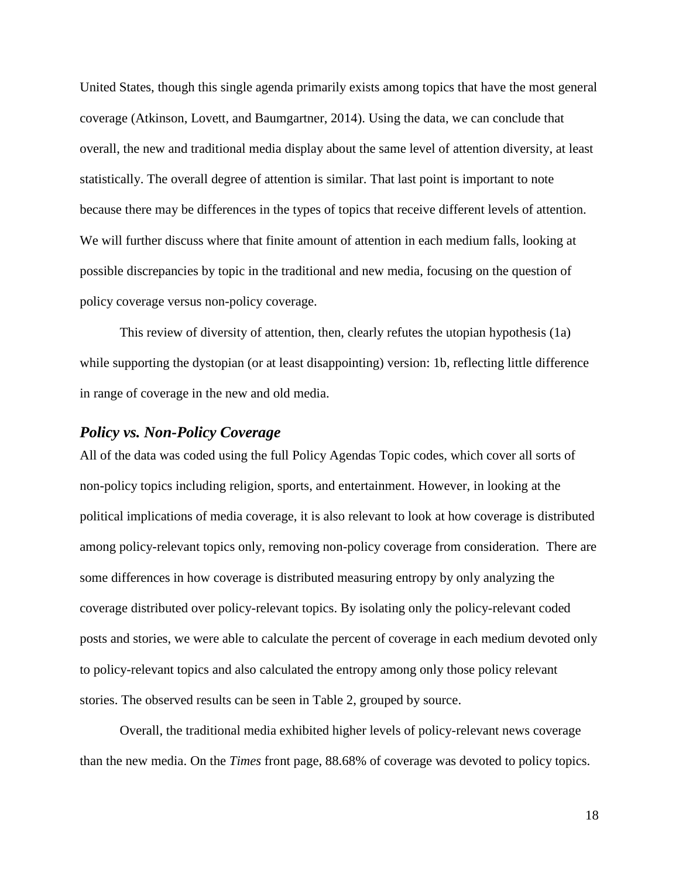United States, though this single agenda primarily exists among topics that have the most general coverage (Atkinson, Lovett, and Baumgartner, 2014). Using the data, we can conclude that overall, the new and traditional media display about the same level of attention diversity, at least statistically. The overall degree of attention is similar. That last point is important to note because there may be differences in the types of topics that receive different levels of attention. We will further discuss where that finite amount of attention in each medium falls, looking at possible discrepancies by topic in the traditional and new media, focusing on the question of policy coverage versus non-policy coverage.

This review of diversity of attention, then, clearly refutes the utopian hypothesis (1a) while supporting the dystopian (or at least disappointing) version: 1b, reflecting little difference in range of coverage in the new and old media.

### *Policy vs. Non-Policy Coverage*

All of the data was coded using the full Policy Agendas Topic codes, which cover all sorts of non-policy topics including religion, sports, and entertainment. However, in looking at the political implications of media coverage, it is also relevant to look at how coverage is distributed among policy-relevant topics only, removing non-policy coverage from consideration. There are some differences in how coverage is distributed measuring entropy by only analyzing the coverage distributed over policy-relevant topics. By isolating only the policy-relevant coded posts and stories, we were able to calculate the percent of coverage in each medium devoted only to policy-relevant topics and also calculated the entropy among only those policy relevant stories. The observed results can be seen in Table 2, grouped by source.

Overall, the traditional media exhibited higher levels of policy-relevant news coverage than the new media. On the *Times* front page, 88.68% of coverage was devoted to policy topics.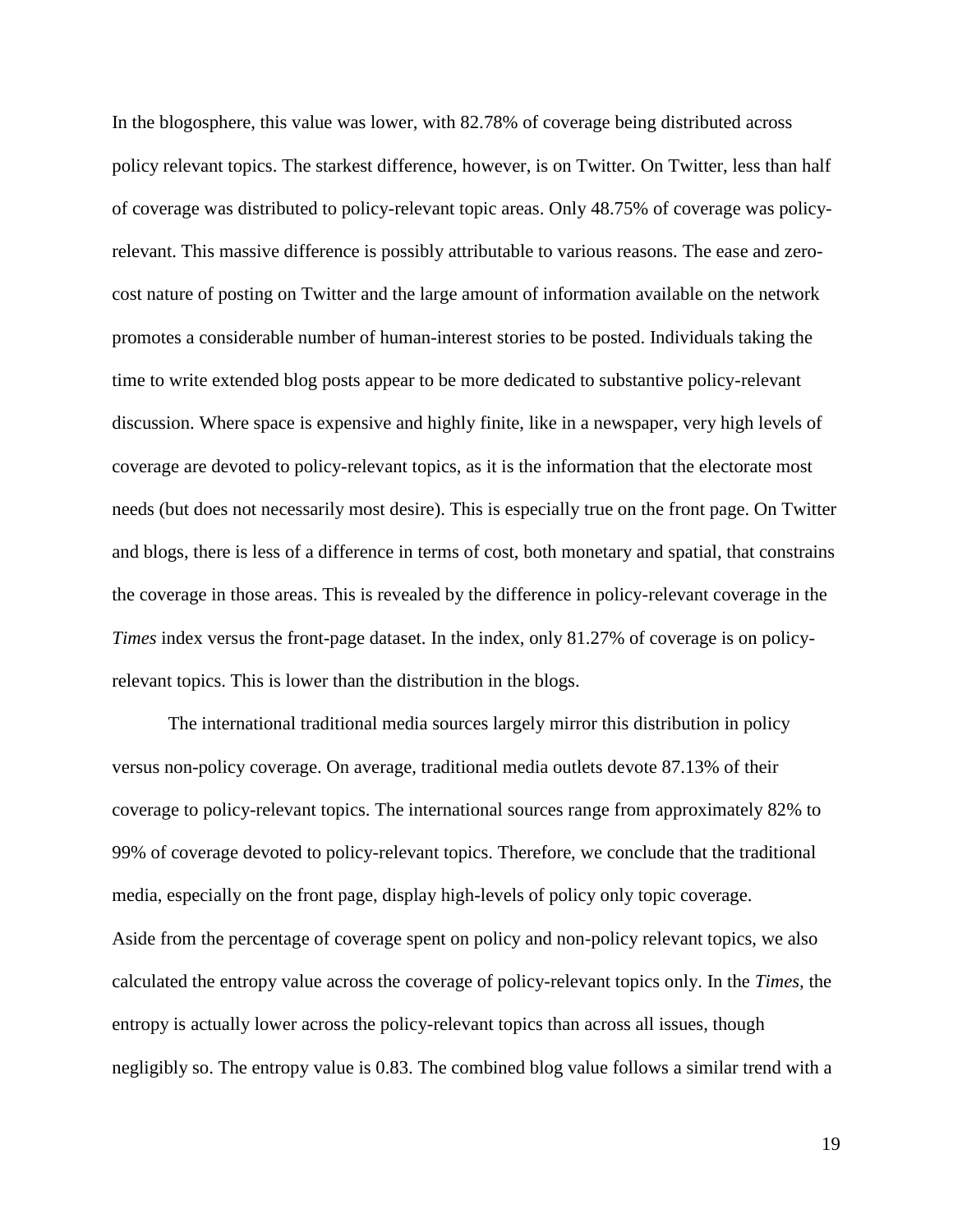In the blogosphere, this value was lower, with 82.78% of coverage being distributed across policy relevant topics. The starkest difference, however, is on Twitter. On Twitter, less than half of coverage was distributed to policy-relevant topic areas. Only 48.75% of coverage was policy-relevant. This massive difference is possibly attributable to various reasons. The ease and zero-cost nature of posting on Twitter and the large amount of information available on the network promotes a considerable number of human-interest stories to be posted. Individuals taking the time to write extended blog posts appear to be more dedicated to substantive policy-relevant discussion. Where space is expensive and highly finite, like in a newspaper, very high levels of coverage are devoted to policy-relevant topics, as it is the information that the electorate most needs (but does not necessarily most desire). This is especially true on the front page. On Twitter and blogs, there is less of a difference in terms of cost, both monetary and spatial, that constrains the coverage in those areas. This is revealed by the difference in policy-relevant coverage in the *Times* index versus the front-page dataset. In the index, only 81.27% of coverage is on policy-relevant topics. This is lower than the distribution in the blogs.

The international traditional media sources largely mirror this distribution in policy versus non-policy coverage. On average, traditional media outlets devote 87.13% of their coverage to policy-relevant topics. The international sources range from approximately 82% to 99% of coverage devoted to policy-relevant topics. Therefore, we conclude that the traditional media, especially on the front page, display high-levels of policy only topic coverage.

Aside from the percentage of coverage spent on policy and non-policy relevant topics, we also calculated the entropy value across the coverage of policy-relevant topics only. In the *Times*, the entropy is actually lower across the policy-relevant topics than across all issues, though negligibly so. The entropy value is 0.83. The combined blog value follows a similar trend with a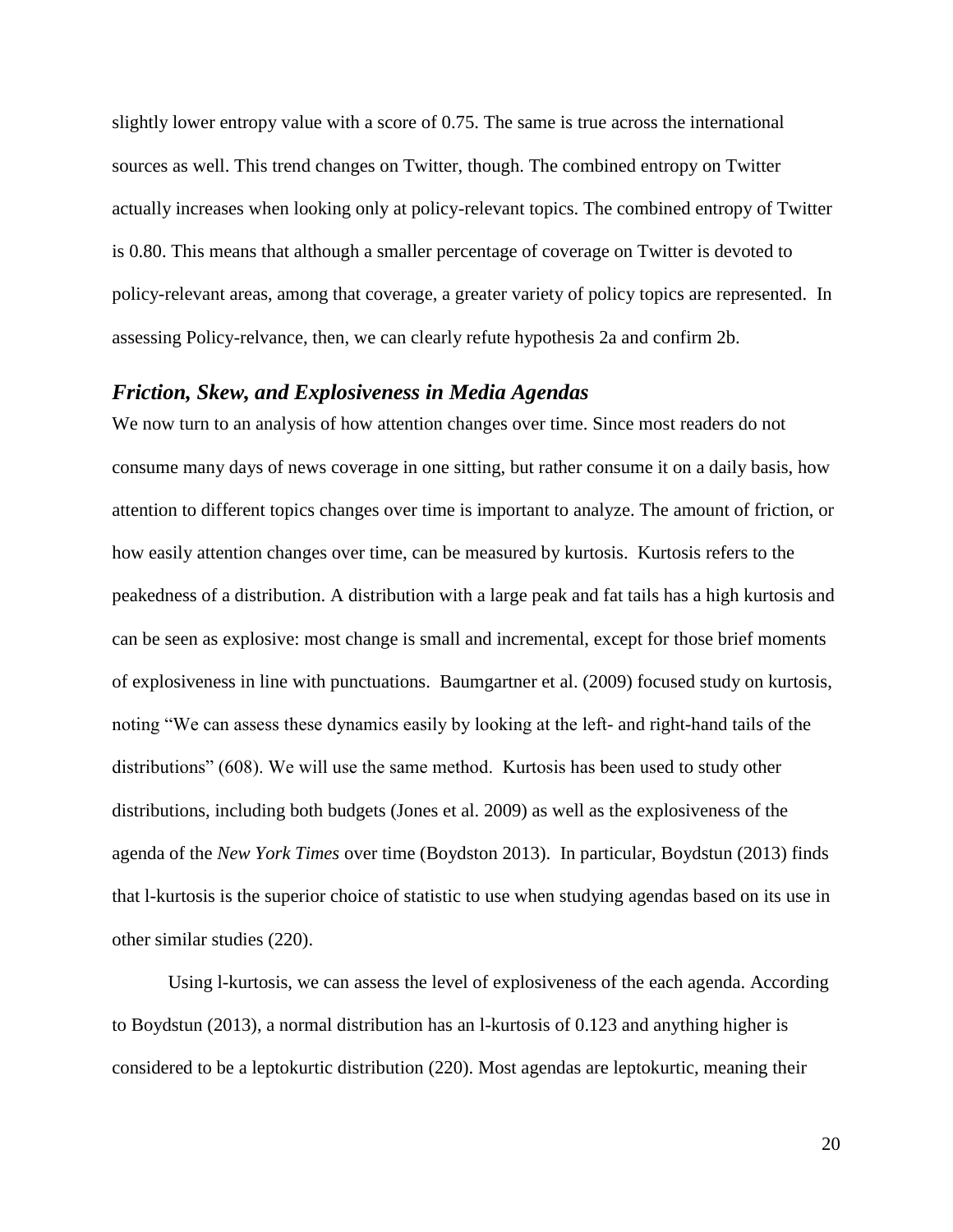slightly lower entropy value with a score of 0.75. The same is true across the international sources as well. This trend changes on Twitter, though. The combined entropy on Twitter actually increases when looking only at policy-relevant topics. The combined entropy of Twitter is 0.80. This means that although a smaller percentage of coverage on Twitter is devoted to policy-relevant areas, among that coverage, a greater variety of policy topics are represented. In assessing Policy-relvance, then, we can clearly refute hypothesis 2a and confirm 2b.

### *Friction, Skew, and Explosiveness in Media Agendas*

We now turn to an analysis of how attention changes over time. Since most readers do not consume many days of news coverage in one sitting, but rather consume it on a daily basis, how attention to different topics changes over time is important to analyze. The amount of friction, or how easily attention changes over time, can be measured by kurtosis. Kurtosis refers to the peakedness of a distribution. A distribution with a large peak and fat tails has a high kurtosis and can be seen as explosive: most change is small and incremental, except for those brief moments of explosiveness in line with punctuations. Baumgartner et al. (2009) focused study on kurtosis, noting "We can assess these dynamics easily by looking at the left- and right-hand tails of the distributions" (608). We will use the same method. Kurtosis has been used to study other distributions, including both budgets (Jones et al. 2009) as well as the explosiveness of the agenda of the *New York Times* over time (Boydston 2013). In particular, Boydstun (2013) finds that l-kurtosis is the superior choice of statistic to use when studying agendas based on its use in other similar studies (220).

Using l-kurtosis, we can assess the level of explosiveness of the each agenda. According to Boydstun (2013), a normal distribution has an l-kurtosis of 0.123 and anything higher is considered to be a leptokurtic distribution (220). Most agendas are leptokurtic, meaning their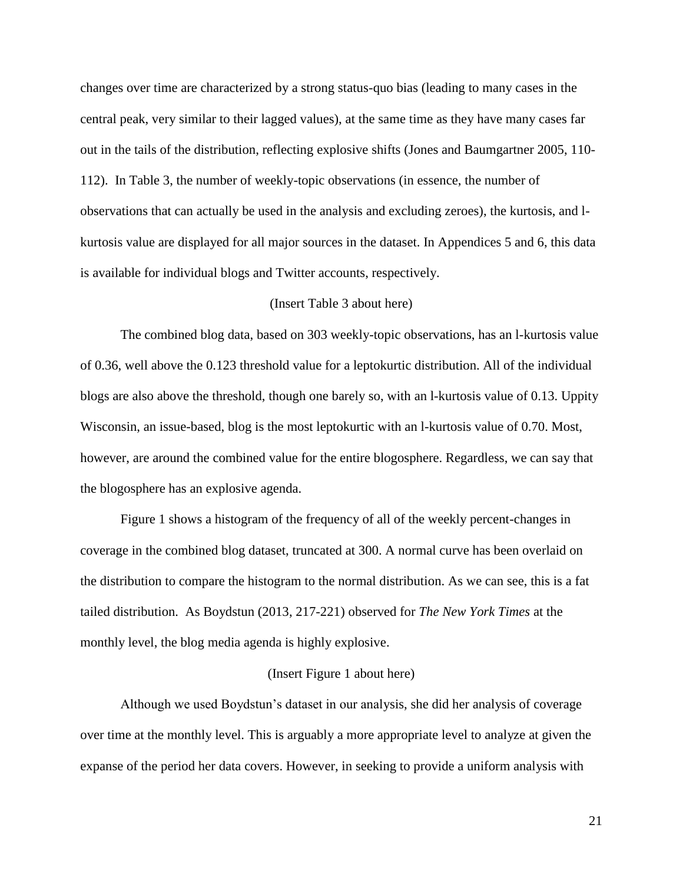changes over time are characterized by a strong status-quo bias (leading to many cases in the central peak, very similar to their lagged values), at the same time as they have many cases far out in the tails of the distribution, reflecting explosive shifts (Jones and Baumgartner 2005, 110-112). In Table 3, the number of weekly-topic observations (in essence, the number of observations that can actually be used in the analysis and excluding zeroes), the kurtosis, and l-kurtosis value are displayed for all major sources in the dataset. In Appendices 5 and 6, this data is available for individual blogs and Twitter accounts, respectively.

(Insert Table 3 about here)

The combined blog data, based on 303 weekly-topic observations, has an l-kurtosis value of 0.36, well above the 0.123 threshold value for a leptokurtic distribution. All of the individual blogs are also above the threshold, though one barely so, with an l-kurtosis value of 0.13. Uppity Wisconsin, an issue-based, blog is the most leptokurtic with an l-kurtosis value of 0.70. Most, however, are around the combined value for the entire blogosphere. Regardless, we can say that the blogosphere has an explosive agenda.

Figure 1 shows a histogram of the frequency of all of the weekly percent-changes in coverage in the combined blog dataset, truncated at 300. A normal curve has been overlaid on the distribution to compare the histogram to the normal distribution. As we can see, this is a fat tailed distribution. As Boydstun (2013, 217-221) observed for *The New York Times* at the monthly level, the blog media agenda is highly explosive.

(Insert Figure 1 about here)

Although we used Boydstun's dataset in our analysis, she did her analysis of coverage over time at the monthly level. This is arguably a more appropriate level to analyze at given the expanse of the period her data covers. However, in seeking to provide a uniform analysis with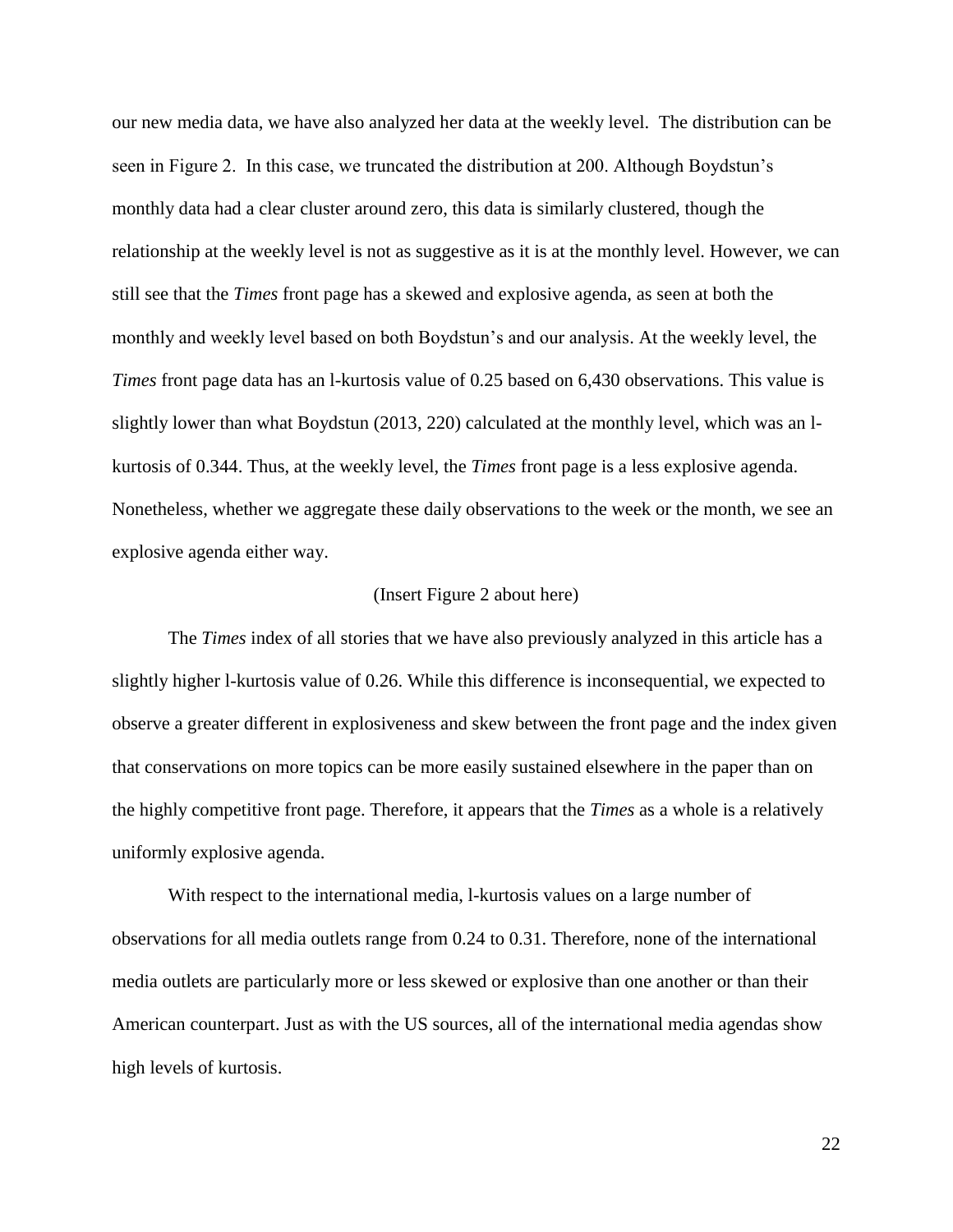our new media data, we have also analyzed her data at the weekly level. The distribution can be seen in Figure 2. In this case, we truncated the distribution at 200. Although Boydstun's monthly data had a clear cluster around zero, this data is similarly clustered, though the relationship at the weekly level is not as suggestive as it is at the monthly level. However, we can still see that the *Times* front page has a skewed and explosive agenda, as seen at both the monthly and weekly level based on both Boydstun's and our analysis. At the weekly level, the *Times* front page data has an l-kurtosis value of 0.25 based on 6,430 observations. This value is slightly lower than what Boydstun (2013, 220) calculated at the monthly level, which was an l-kurtosis of 0.344. Thus, at the weekly level, the *Times* front page is a less explosive agenda. Nonetheless, whether we aggregate these daily observations to the week or the month, we see an explosive agenda either way.

(Insert Figure 2 about here)

The *Times* index of all stories that we have also previously analyzed in this article has a slightly higher l-kurtosis value of 0.26. While this difference is inconsequential, we expected to observe a greater different in explosiveness and skew between the front page and the index given that conservations on more topics can be more easily sustained elsewhere in the paper than on the highly competitive front page. Therefore, it appears that the *Times* as a whole is a relatively uniformly explosive agenda.

With respect to the international media, l-kurtosis values on a large number of observations for all media outlets range from 0.24 to 0.31. Therefore, none of the international media outlets are particularly more or less skewed or explosive than one another or than their American counterpart. Just as with the US sources, all of the international media agendas show high levels of kurtosis.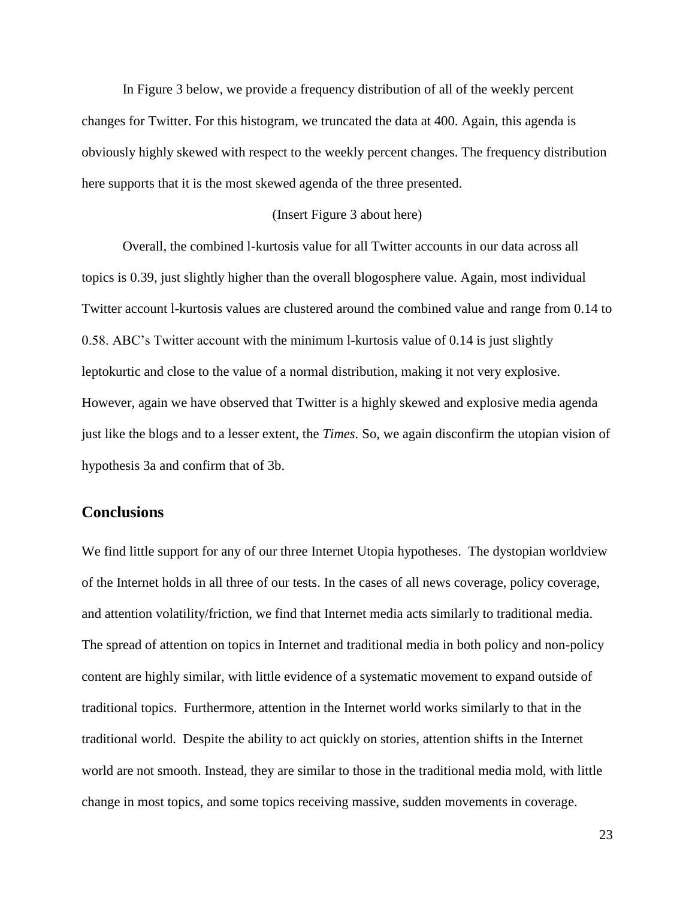In Figure 3 below, we provide a frequency distribution of all of the weekly percent changes for Twitter. For this histogram, we truncated the data at 400. Again, this agenda is obviously highly skewed with respect to the weekly percent changes. The frequency distribution here supports that it is the most skewed agenda of the three presented.

(Insert Figure 3 about here)

Overall, the combined l-kurtosis value for all Twitter accounts in our data across all topics is 0.39, just slightly higher than the overall blogosphere value. Again, most individual Twitter account l-kurtosis values are clustered around the combined value and range from 0.14 to 0.58. ABC's Twitter account with the minimum l-kurtosis value of 0.14 is just slightly leptokurtic and close to the value of a normal distribution, making it not very explosive. However, again we have observed that Twitter is a highly skewed and explosive media agenda just like the blogs and to a lesser extent, the *Times*. So, we again disconfirm the utopian vision of hypothesis 3a and confirm that of 3b.

## Conclusions

We find little support for any of our three Internet Utopia hypotheses. The dystopian worldview of the Internet holds in all three of our tests. In the cases of all news coverage, policy coverage, and attention volatility/friction, we find that Internet media acts similarly to traditional media. The spread of attention on topics in Internet and traditional media in both policy and non-policy content are highly similar, with little evidence of a systematic movement to expand outside of traditional topics. Furthermore, attention in the Internet world works similarly to that in the traditional world. Despite the ability to act quickly on stories, attention shifts in the Internet world are not smooth. Instead, they are similar to those in the traditional media mold, with little change in most topics, and some topics receiving massive, sudden movements in coverage.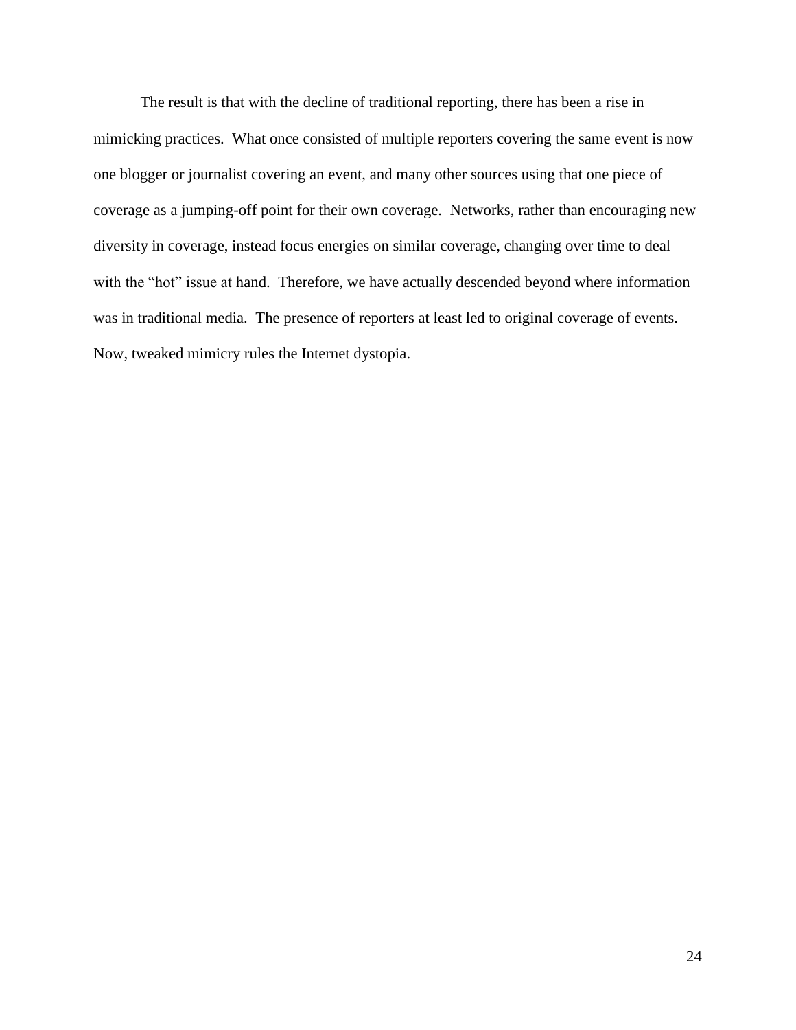The result is that with the decline of traditional reporting, there has been a rise in mimicking practices. What once consisted of multiple reporters covering the same event is now one blogger or journalist covering an event, and many other sources using that one piece of coverage as a jumping-off point for their own coverage. Networks, rather than encouraging new diversity in coverage, instead focus energies on similar coverage, changing over time to deal with the "hot" issue at hand. Therefore, we have actually descended beyond where information was in traditional media. The presence of reporters at least led to original coverage of events. Now, tweaked mimicry rules the Internet dystopia.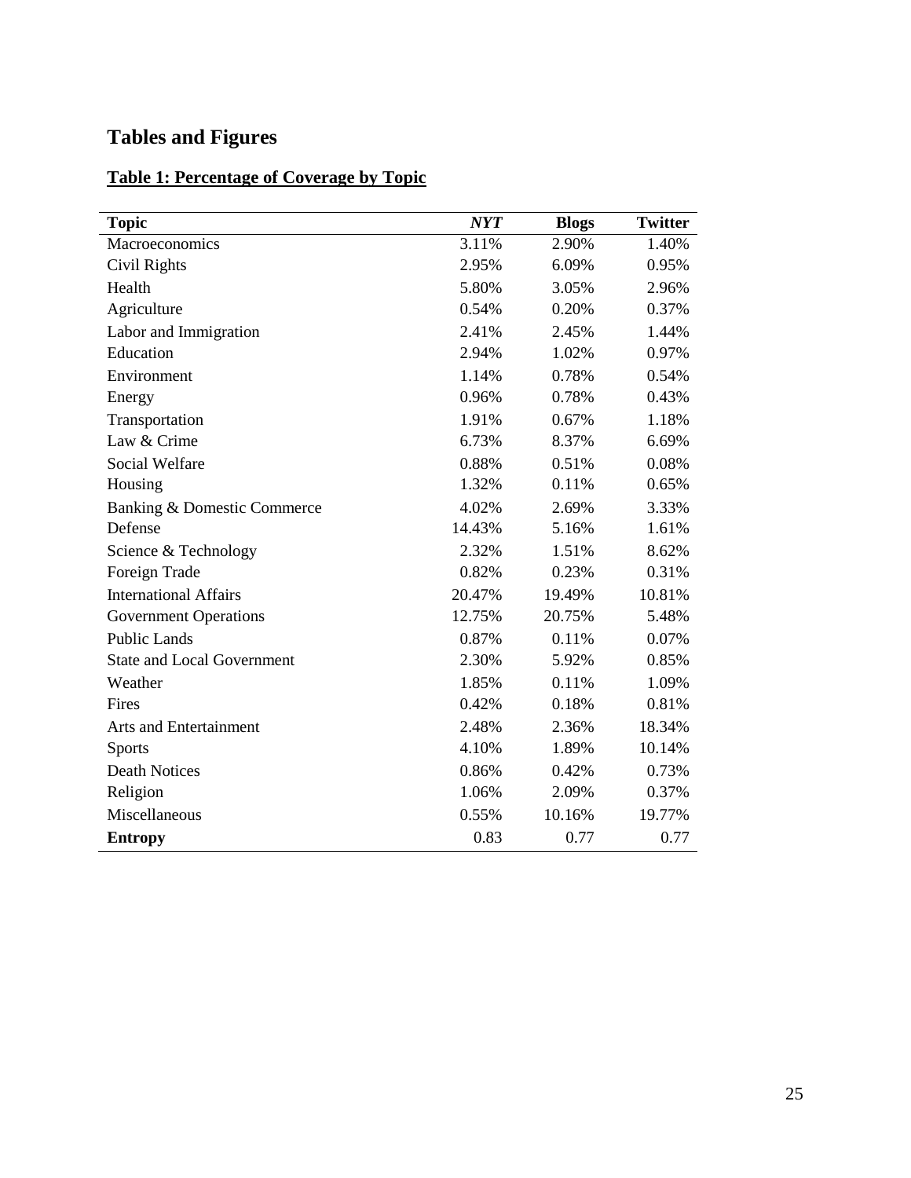# Tables and Figures

## Table 1: Percentage of Coverage by Topic

| Topic | *NYT* | Blogs | Twitter |
|---|---|---|---|
| Macroeconomics | 3.11% | 2.90% | 1.40% |
| Civil Rights | 2.95% | 6.09% | 0.95% |
| Health | 5.80% | 3.05% | 2.96% |
| Agriculture | 0.54% | 0.20% | 0.37% |
| Labor and Immigration | 2.41% | 2.45% | 1.44% |
| Education | 2.94% | 1.02% | 0.97% |
| Environment | 1.14% | 0.78% | 0.54% |
| Energy | 0.96% | 0.78% | 0.43% |
| Transportation | 1.91% | 0.67% | 1.18% |
| Law & Crime | 6.73% | 8.37% | 6.69% |
| Social Welfare | 0.88% | 0.51% | 0.08% |
| Housing | 1.32% | 0.11% | 0.65% |
| Banking & Domestic Commerce | 4.02% | 2.69% | 3.33% |
| Defense | 14.43% | 5.16% | 1.61% |
| Science & Technology | 2.32% | 1.51% | 8.62% |
| Foreign Trade | 0.82% | 0.23% | 0.31% |
| International Affairs | 20.47% | 19.49% | 10.81% |
| Government Operations | 12.75% | 20.75% | 5.48% |
| Public Lands | 0.87% | 0.11% | 0.07% |
| State and Local Government | 2.30% | 5.92% | 0.85% |
| Weather | 1.85% | 0.11% | 1.09% |
| Fires | 0.42% | 0.18% | 0.81% |
| Arts and Entertainment | 2.48% | 2.36% | 18.34% |
| Sports | 4.10% | 1.89% | 10.14% |
| Death Notices | 0.86% | 0.42% | 0.73% |
| Religion | 1.06% | 2.09% | 0.37% |
| Miscellaneous | 0.55% | 10.16% | 19.77% |
| **Entropy** | 0.83 | 0.77 | 0.77 |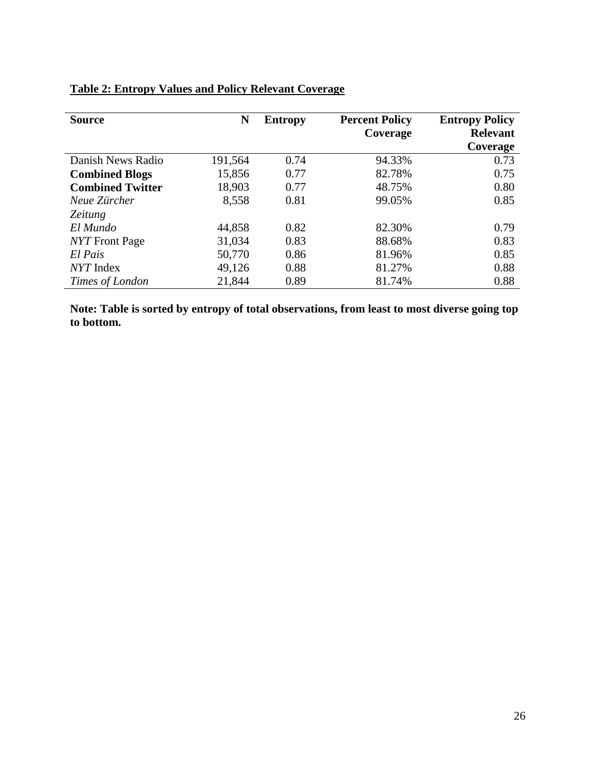**Table 2: Entropy Values and Policy Relevant Coverage**

| Source | N | Entropy | Percent Policy Coverage | Entropy Policy Relevant Coverage |
|---|---|---|---|---|
| Danish News Radio | 191,564 | 0.74 | 94.33% | 0.73 |
| **Combined Blogs** | 15,856 | 0.77 | 82.78% | 0.75 |
| **Combined Twitter** | 18,903 | 0.77 | 48.75% | 0.80 |
| *Neue Zürcher Zeitung* | 8,558 | 0.81 | 99.05% | 0.85 |
| *El Mundo* | 44,858 | 0.82 | 82.30% | 0.79 |
| *NYT* Front Page | 31,034 | 0.83 | 88.68% | 0.83 |
| *El Pais* | 50,770 | 0.86 | 81.96% | 0.85 |
| *NYT* Index | 49,126 | 0.88 | 81.27% | 0.88 |
| *Times of London* | 21,844 | 0.89 | 81.74% | 0.88 |

**Note: Table is sorted by entropy of total observations, from least to most diverse going top to bottom.**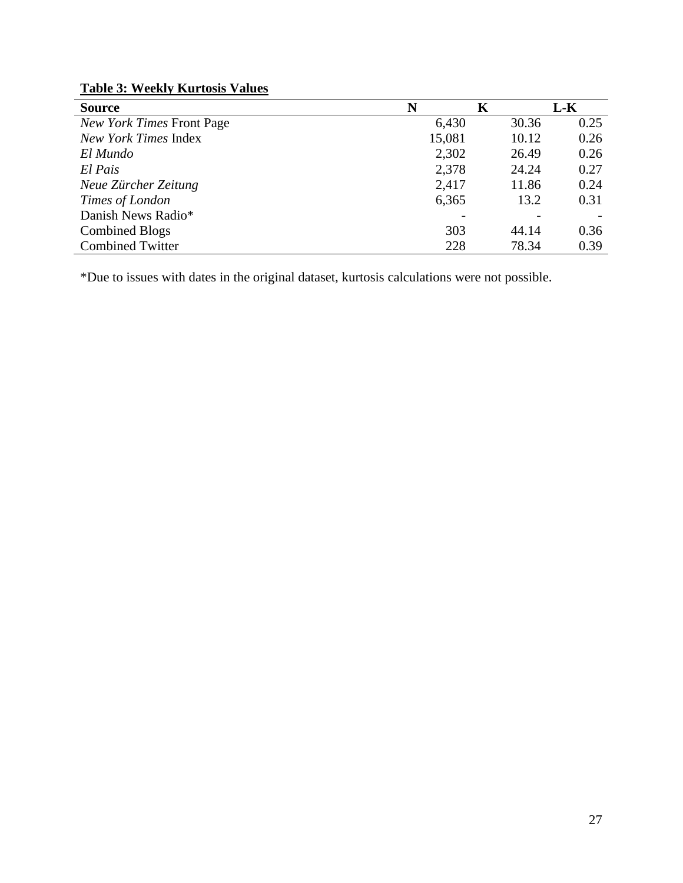**Table 3: Weekly Kurtosis Values**

| Source | N | K | L-K |
|---|---|---|---|
| *New York Times* Front Page | 6,430 | 30.36 | 0.25 |
| *New York Times* Index | 15,081 | 10.12 | 0.26 |
| *El Mundo* | 2,302 | 26.49 | 0.26 |
| *El Pais* | 2,378 | 24.24 | 0.27 |
| *Neue Zürcher Zeitung* | 2,417 | 11.86 | 0.24 |
| *Times of London* | 6,365 | 13.2 | 0.31 |
| Danish News Radio* | - | - | - |
| Combined Blogs | 303 | 44.14 | 0.36 |
| Combined Twitter | 228 | 78.34 | 0.39 |

*Due to issues with dates in the original dataset, kurtosis calculations were not possible.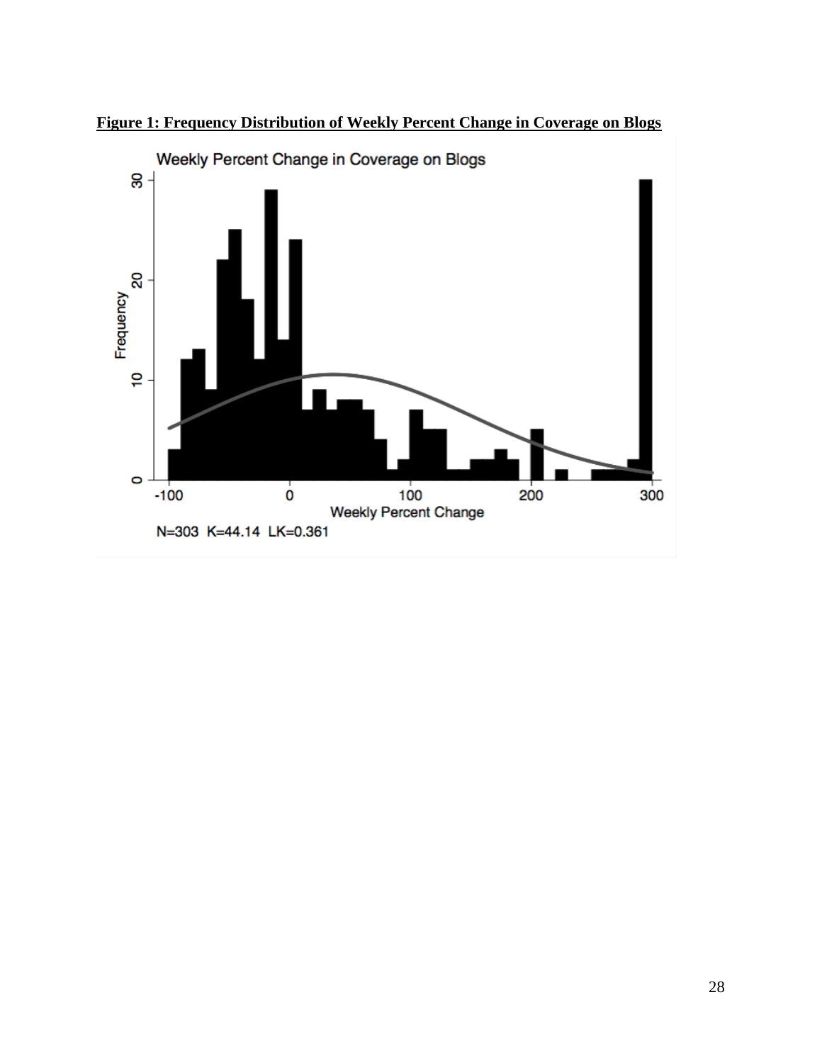**Figure 1: Frequency Distribution of Weekly Percent Change in Coverage on Blogs**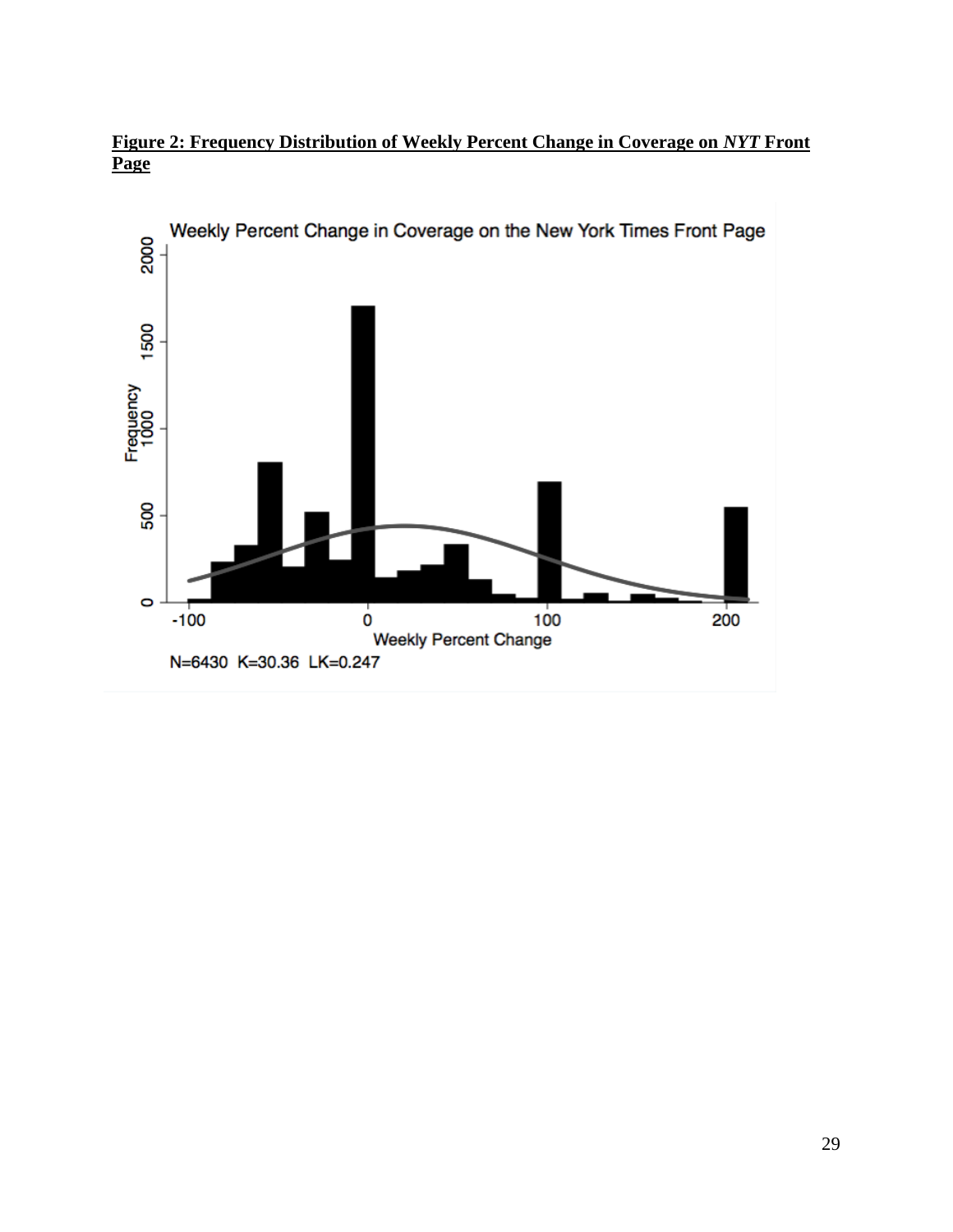**Figure 2: Frequency Distribution of Weekly Percent Change in Coverage on *NYT* Front Page**

Weekly Percent Change in Coverage on the New York Times Front Page

N=6430 K=30.36 LK=0.247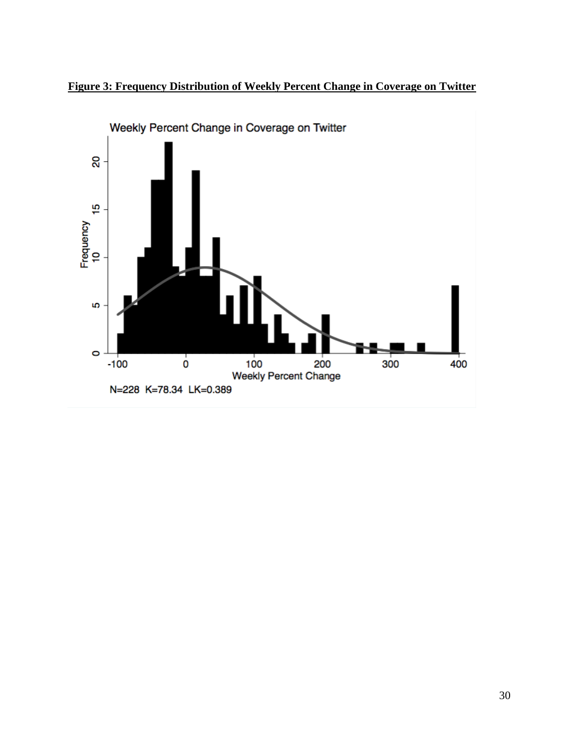**Figure 3: Frequency Distribution of Weekly Percent Change in Coverage on Twitter**

Weekly Percent Change in Coverage on Twitter

N=228 K=78.34 LK=0.389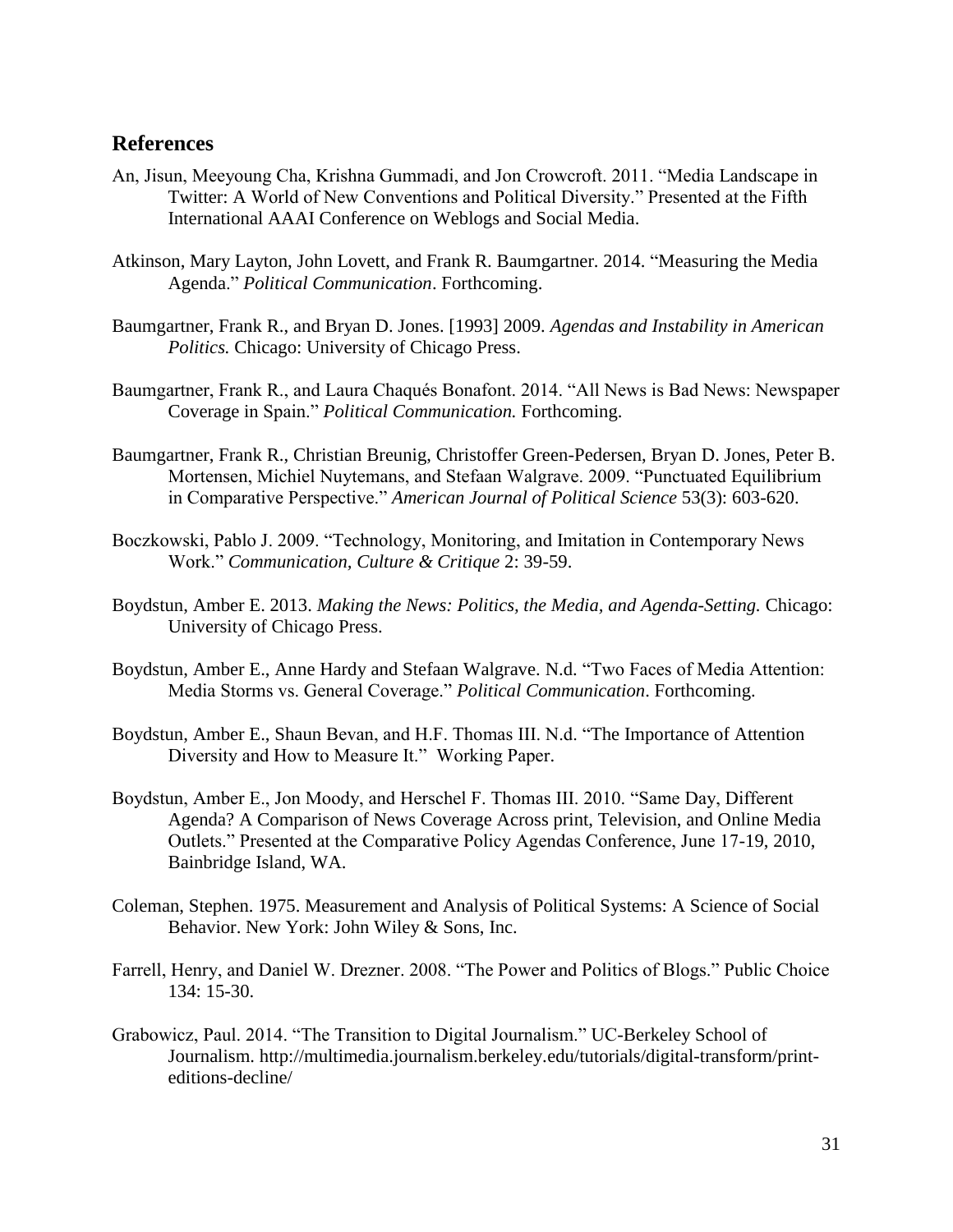## References

An, Jisun, Meeyoung Cha, Krishna Gummadi, and Jon Crowcroft. 2011. "Media Landscape in Twitter: A World of New Conventions and Political Diversity." Presented at the Fifth International AAAI Conference on Weblogs and Social Media.

Atkinson, Mary Layton, John Lovett, and Frank R. Baumgartner. 2014. "Measuring the Media Agenda." *Political Communication*. Forthcoming.

Baumgartner, Frank R., and Bryan D. Jones. [1993] 2009. *Agendas and Instability in American Politics.* Chicago: University of Chicago Press.

Baumgartner, Frank R., and Laura Chaqués Bonafont. 2014. "All News is Bad News: Newspaper Coverage in Spain." *Political Communication.* Forthcoming.

Baumgartner, Frank R., Christian Breunig, Christoffer Green-Pedersen, Bryan D. Jones, Peter B. Mortensen, Michiel Nuytemans, and Stefaan Walgrave. 2009. "Punctuated Equilibrium in Comparative Perspective." *American Journal of Political Science* 53(3): 603-620.

Boczkowski, Pablo J. 2009. "Technology, Monitoring, and Imitation in Contemporary News Work." *Communication, Culture & Critique* 2: 39-59.

Boydstun, Amber E. 2013. *Making the News: Politics, the Media, and Agenda-Setting.* Chicago: University of Chicago Press.

Boydstun, Amber E., Anne Hardy and Stefaan Walgrave. N.d. "Two Faces of Media Attention: Media Storms vs. General Coverage." *Political Communication*. Forthcoming.

Boydstun, Amber E., Shaun Bevan, and H.F. Thomas III. N.d. "The Importance of Attention Diversity and How to Measure It." Working Paper.

Boydstun, Amber E., Jon Moody, and Herschel F. Thomas III. 2010. "Same Day, Different Agenda? A Comparison of News Coverage Across print, Television, and Online Media Outlets." Presented at the Comparative Policy Agendas Conference, June 17-19, 2010, Bainbridge Island, WA.

Coleman, Stephen. 1975. Measurement and Analysis of Political Systems: A Science of Social Behavior. New York: John Wiley & Sons, Inc.

Farrell, Henry, and Daniel W. Drezner. 2008. "The Power and Politics of Blogs." Public Choice 134: 15-30.

Grabowicz, Paul. 2014. "The Transition to Digital Journalism." UC-Berkeley School of Journalism. http://multimedia.journalism.berkeley.edu/tutorials/digital-transform/print-editions-decline/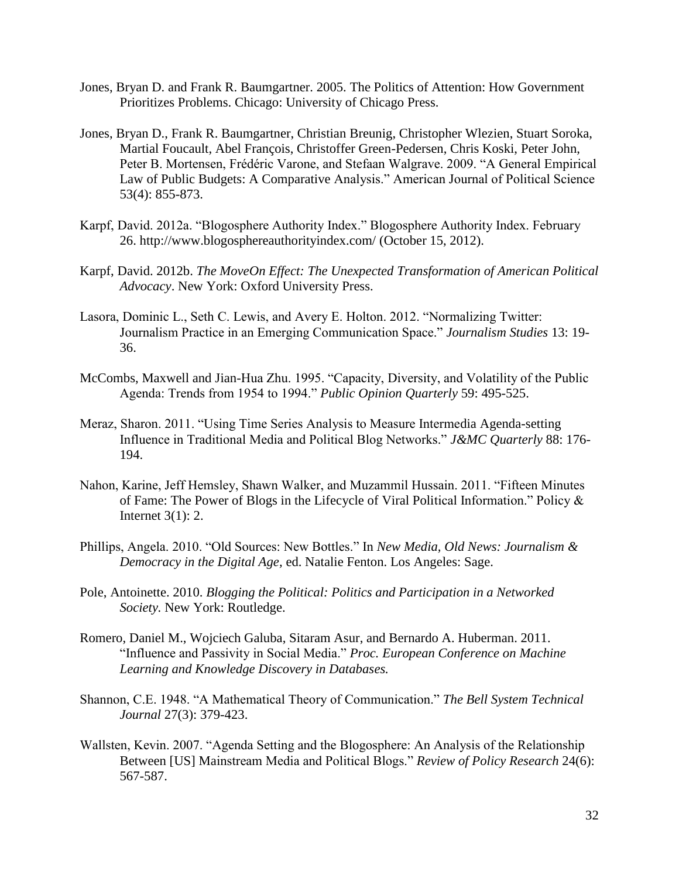Jones, Bryan D. and Frank R. Baumgartner. 2005. The Politics of Attention: How Government Prioritizes Problems. Chicago: University of Chicago Press.

Jones, Bryan D., Frank R. Baumgartner, Christian Breunig, Christopher Wlezien, Stuart Soroka, Martial Foucault, Abel François, Christoffer Green-Pedersen, Chris Koski, Peter John, Peter B. Mortensen, Frédéric Varone, and Stefaan Walgrave. 2009. "A General Empirical Law of Public Budgets: A Comparative Analysis." American Journal of Political Science 53(4): 855-873.

Karpf, David. 2012a. "Blogosphere Authority Index." Blogosphere Authority Index. February 26. http://www.blogosphereauthorityindex.com/ (October 15, 2012).

Karpf, David. 2012b. *The MoveOn Effect: The Unexpected Transformation of American Political Advocacy*. New York: Oxford University Press.

Lasora, Dominic L., Seth C. Lewis, and Avery E. Holton. 2012. "Normalizing Twitter: Journalism Practice in an Emerging Communication Space." *Journalism Studies* 13: 19-36.

McCombs, Maxwell and Jian-Hua Zhu. 1995. "Capacity, Diversity, and Volatility of the Public Agenda: Trends from 1954 to 1994." *Public Opinion Quarterly* 59: 495-525.

Meraz, Sharon. 2011. "Using Time Series Analysis to Measure Intermedia Agenda-setting Influence in Traditional Media and Political Blog Networks." *J&MC Quarterly* 88: 176-194.

Nahon, Karine, Jeff Hemsley, Shawn Walker, and Muzammil Hussain. 2011. "Fifteen Minutes of Fame: The Power of Blogs in the Lifecycle of Viral Political Information." Policy & Internet 3(1): 2.

Phillips, Angela. 2010. "Old Sources: New Bottles." In *New Media, Old News: Journalism & Democracy in the Digital Age,* ed. Natalie Fenton. Los Angeles: Sage.

Pole, Antoinette. 2010. *Blogging the Political: Politics and Participation in a Networked Society.* New York: Routledge.

Romero, Daniel M., Wojciech Galuba, Sitaram Asur, and Bernardo A. Huberman. 2011. "Influence and Passivity in Social Media." *Proc. European Conference on Machine Learning and Knowledge Discovery in Databases.*

Shannon, C.E. 1948. "A Mathematical Theory of Communication." *The Bell System Technical Journal* 27(3): 379-423.

Wallsten, Kevin. 2007. "Agenda Setting and the Blogosphere: An Analysis of the Relationship Between [US] Mainstream Media and Political Blogs." *Review of Policy Research* 24(6): 567-587.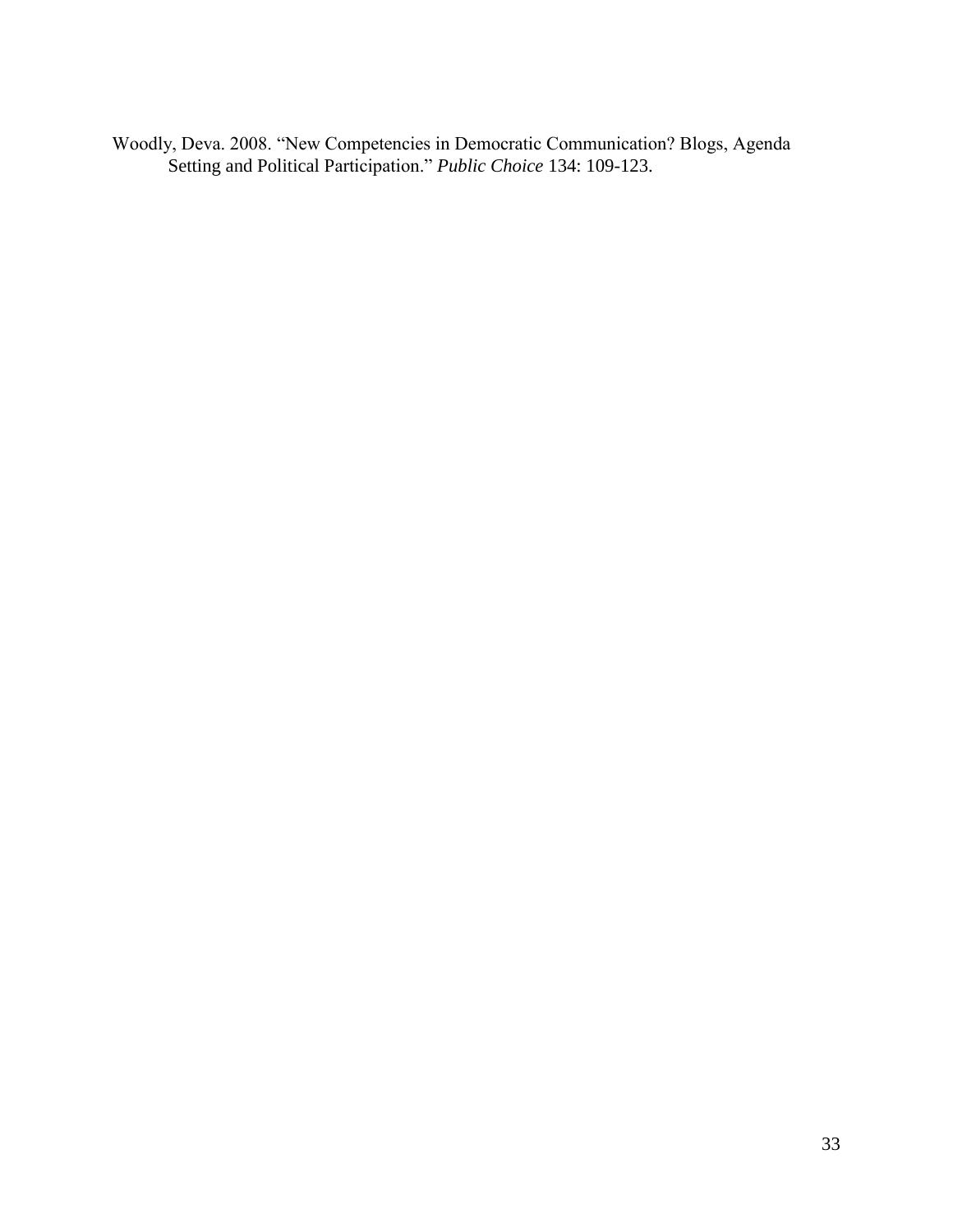Woodly, Deva. 2008. "New Competencies in Democratic Communication? Blogs, Agenda Setting and Political Participation." *Public Choice* 134: 109-123.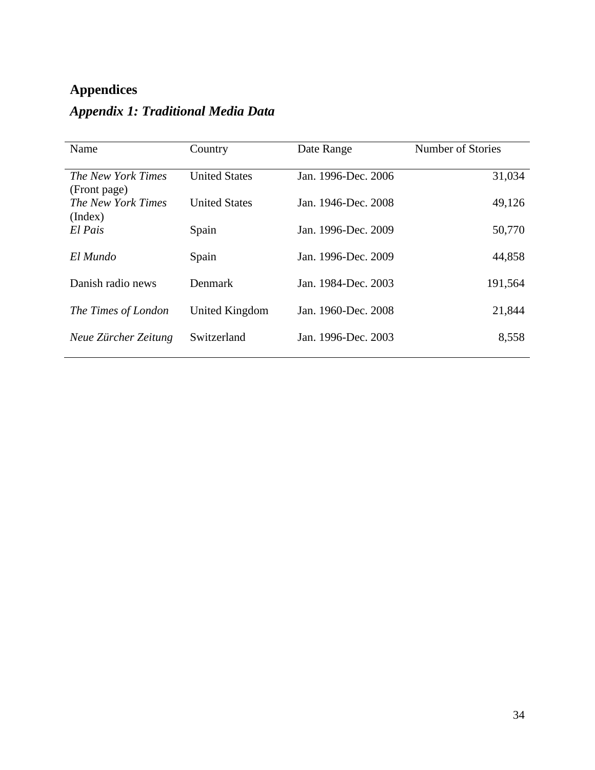# Appendices

## *Appendix 1: Traditional Media Data*

| Name | Country | Date Range | Number of Stories |
|---|---|---|---|
| *The New York Times* (Front page) | United States | Jan. 1996-Dec. 2006 | 31,034 |
| *The New York Times* (Index) | United States | Jan. 1946-Dec. 2008 | 49,126 |
| *El Pais* | Spain | Jan. 1996-Dec. 2009 | 50,770 |
| *El Mundo* | Spain | Jan. 1996-Dec. 2009 | 44,858 |
| Danish radio news | Denmark | Jan. 1984-Dec. 2003 | 191,564 |
| *The Times of London* | United Kingdom | Jan. 1960-Dec. 2008 | 21,844 |
| *Neue Zürcher Zeitung* | Switzerland | Jan. 1996-Dec. 2003 | 8,558 |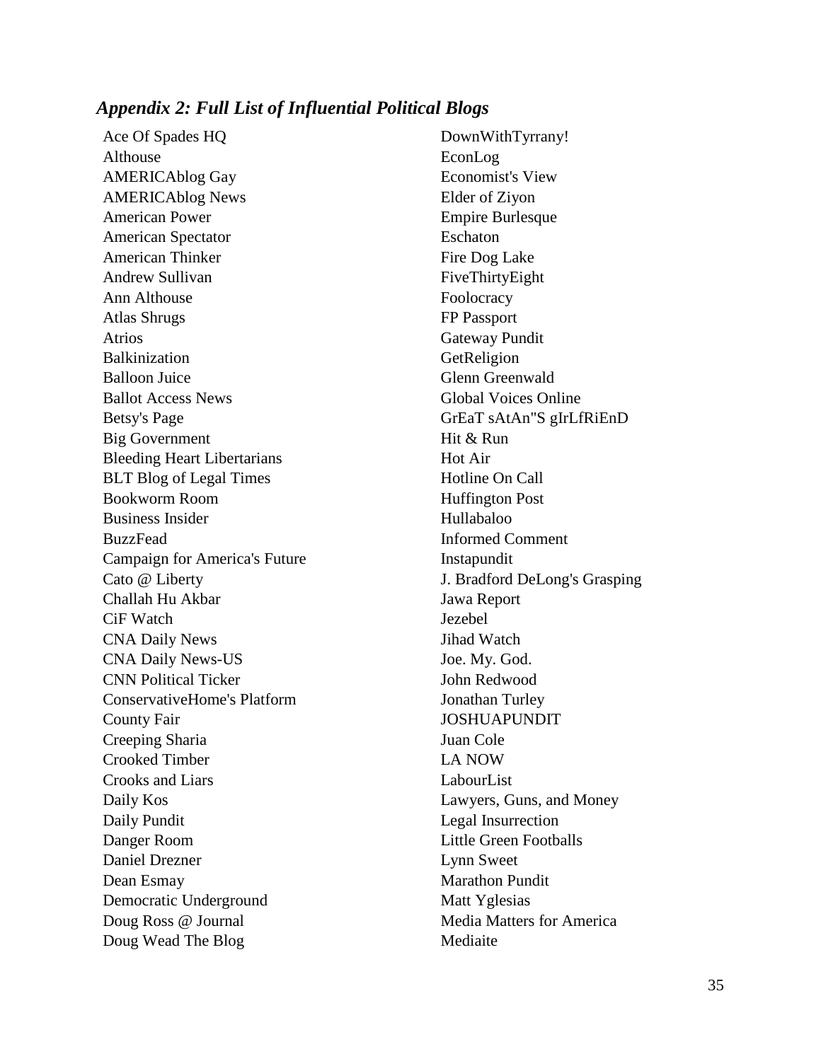### *Appendix 2: Full List of Influential Political Blogs*

Ace Of Spades HQ
Althouse
AMERICAblog Gay
AMERICAblog News
American Power
American Spectator
American Thinker
Andrew Sullivan
Ann Althouse
Atlas Shrugs
Atrios
Balkinization
Balloon Juice
Ballot Access News
Betsy's Page
Big Government
Bleeding Heart Libertarians
BLT Blog of Legal Times
Bookworm Room
Business Insider
BuzzFead
Campaign for America's Future
Cato @ Liberty
Challah Hu Akbar
CiF Watch
CNA Daily News
CNA Daily News-US
CNN Political Ticker
ConservativeHome's Platform
County Fair
Creeping Sharia
Crooked Timber
Crooks and Liars
Daily Kos
Daily Pundit
Danger Room
Daniel Drezner
Dean Esmay
Democratic Underground
Doug Ross @ Journal
Doug Wead The Blog
DownWithTyrrany!
EconLog
Economist's View
Elder of Ziyon
Empire Burlesque
Eschaton
Fire Dog Lake
FiveThirtyEight
Foolocracy
FP Passport
Gateway Pundit
GetReligion
Glenn Greenwald
Global Voices Online
GrEaT sAtAn"S gIrLfRiEnD
Hit & Run
Hot Air
Hotline On Call
Huffington Post
Hullabaloo
Informed Comment
Instapundit
J. Bradford DeLong's Grasping
Jawa Report
Jezebel
Jihad Watch
Joe. My. God.
John Redwood
Jonathan Turley
JOSHUAPUNDIT
Juan Cole
LA NOW
LabourList
Lawyers, Guns, and Money
Legal Insurrection
Little Green Footballs
Lynn Sweet
Marathon Pundit
Matt Yglesias
Media Matters for America
Mediaite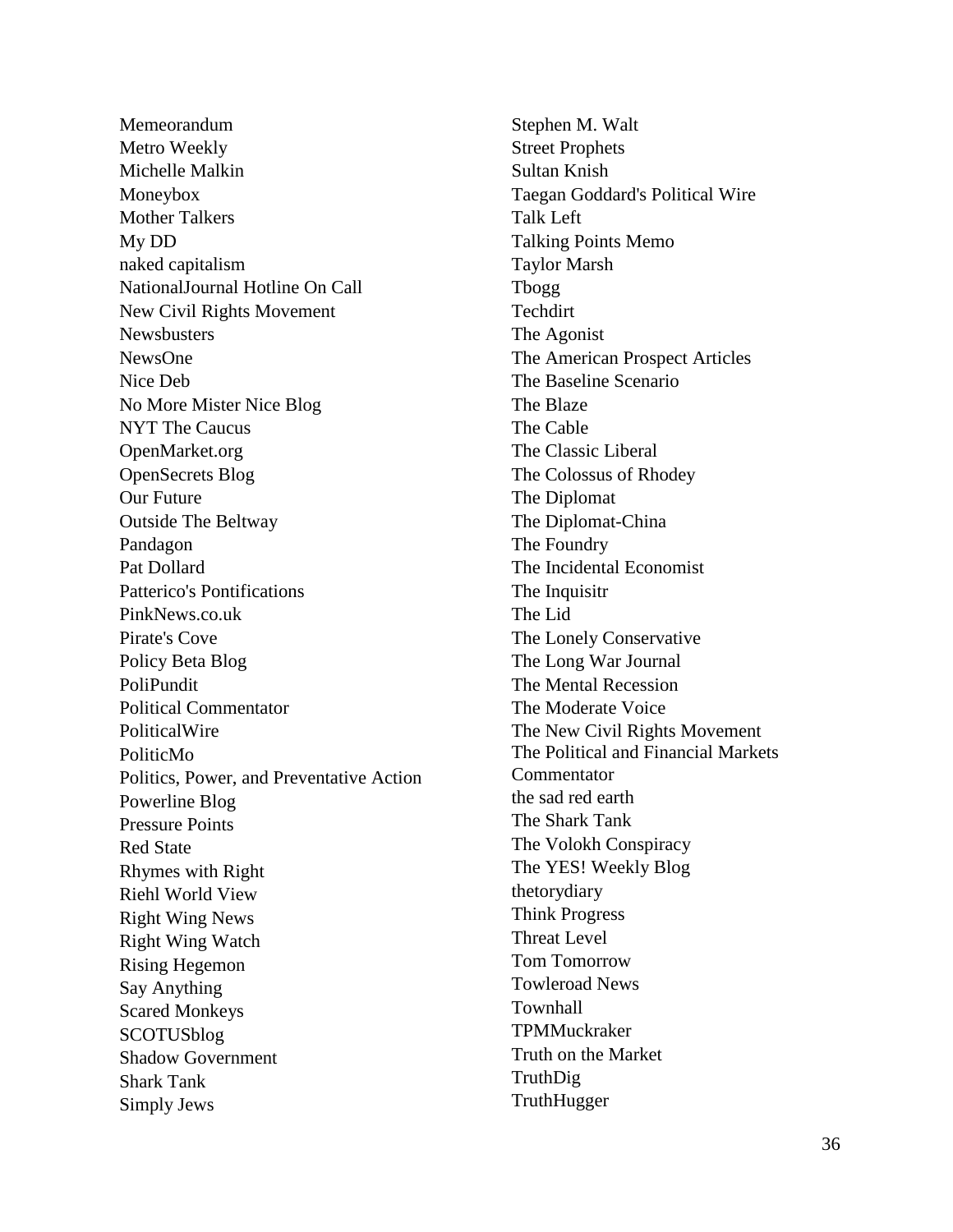Memeorandum
Metro Weekly
Michelle Malkin
Moneybox
Mother Talkers
My DD
naked capitalism
NationalJournal Hotline On Call
New Civil Rights Movement
Newsbusters
NewsOne
Nice Deb
No More Mister Nice Blog
NYT The Caucus
OpenMarket.org
OpenSecrets Blog
Our Future
Outside The Beltway
Pandagon
Pat Dollard
Patterico's Pontifications
PinkNews.co.uk
Pirate's Cove
Policy Beta Blog
PoliPundit
Political Commentator
PoliticalWire
PoliticMo
Politics, Power, and Preventative Action
Powerline Blog
Pressure Points
Red State
Rhymes with Right
Riehl World View
Right Wing News
Right Wing Watch
Rising Hegemon
Say Anything
Scared Monkeys
SCOTUSblog
Shadow Government
Shark Tank
Simply Jews
Stephen M. Walt
Street Prophets
Sultan Knish
Taegan Goddard's Political Wire
Talk Left
Talking Points Memo
Taylor Marsh
Tbogg
Techdirt
The Agonist
The American Prospect Articles
The Baseline Scenario
The Blaze
The Cable
The Classic Liberal
The Colossus of Rhodey
The Diplomat
The Diplomat-China
The Foundry
The Incidental Economist
The Inquisitr
The Lid
The Lonely Conservative
The Long War Journal
The Mental Recession
The Moderate Voice
The New Civil Rights Movement
The Political and Financial Markets Commentator
the sad red earth
The Shark Tank
The Volokh Conspiracy
The YES! Weekly Blog
thetorydiary
Think Progress
Threat Level
Tom Tomorrow
Towleroad News
Townhall
TPMMuckraker
Truth on the Market
TruthDig
TruthHugger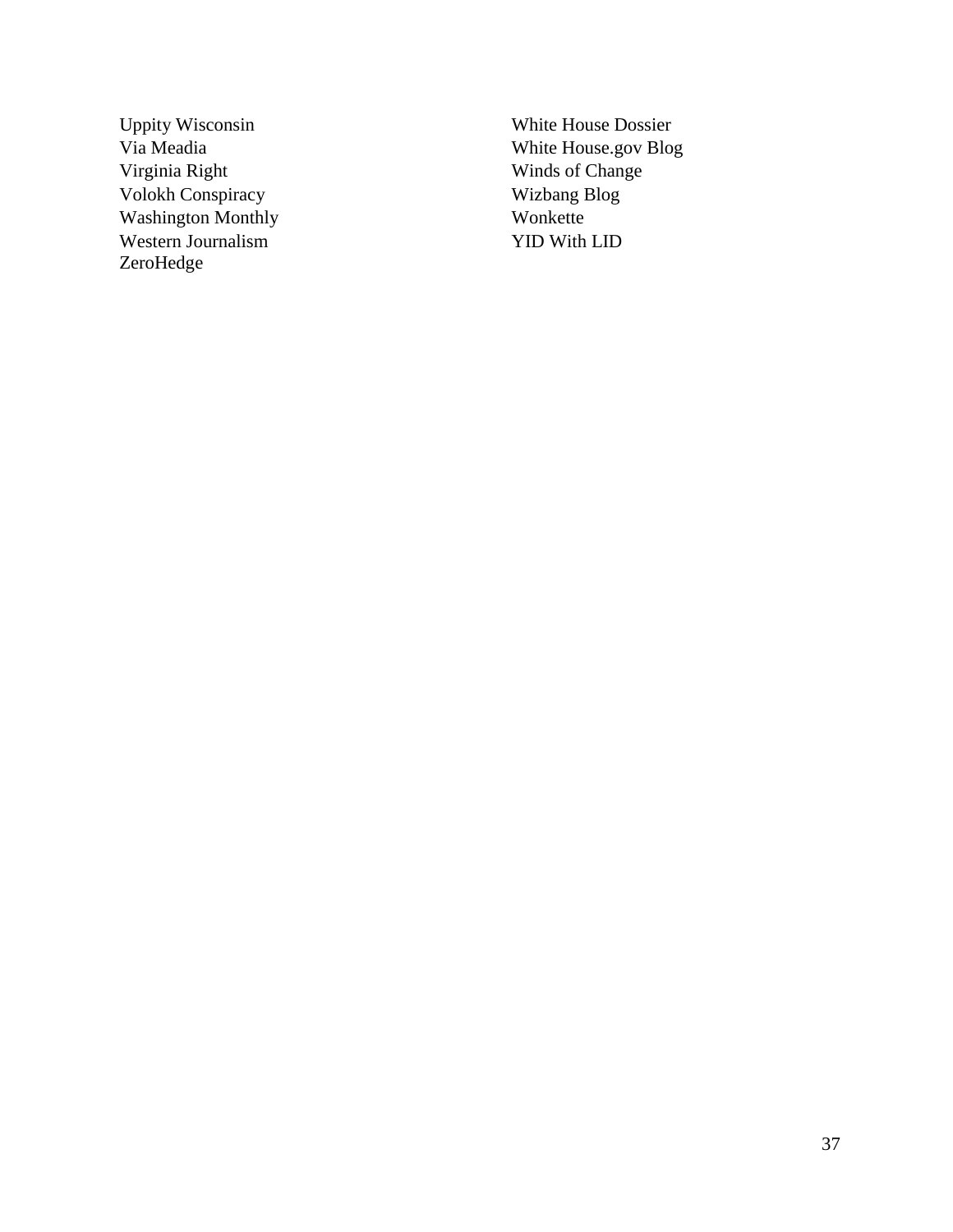Uppity Wisconsin
Via Meadia
Virginia Right
Volokh Conspiracy
Washington Monthly
Western Journalism
ZeroHedge

White House Dossier
White House.gov Blog
Winds of Change
Wizbang Blog
Wonkette
YID With LID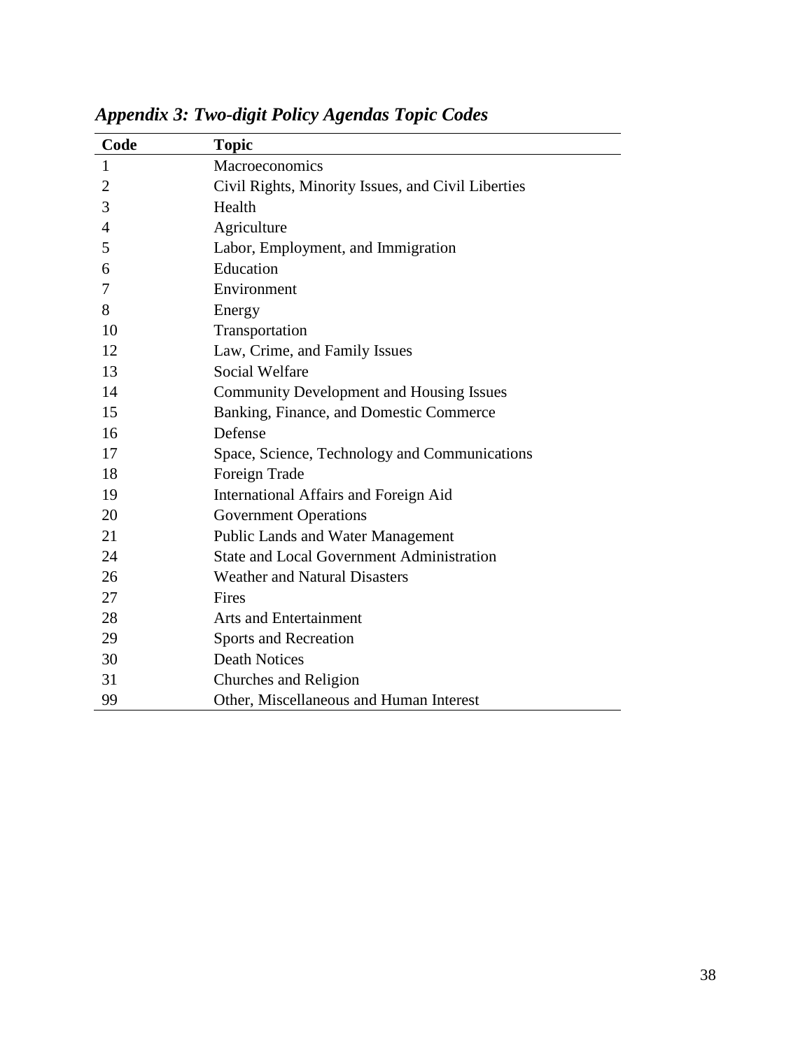## *Appendix 3: Two-digit Policy Agendas Topic Codes*

| Code | Topic |
|---|---|
| 1 | Macroeconomics |
| 2 | Civil Rights, Minority Issues, and Civil Liberties |
| 3 | Health |
| 4 | Agriculture |
| 5 | Labor, Employment, and Immigration |
| 6 | Education |
| 7 | Environment |
| 8 | Energy |
| 10 | Transportation |
| 12 | Law, Crime, and Family Issues |
| 13 | Social Welfare |
| 14 | Community Development and Housing Issues |
| 15 | Banking, Finance, and Domestic Commerce |
| 16 | Defense |
| 17 | Space, Science, Technology and Communications |
| 18 | Foreign Trade |
| 19 | International Affairs and Foreign Aid |
| 20 | Government Operations |
| 21 | Public Lands and Water Management |
| 24 | State and Local Government Administration |
| 26 | Weather and Natural Disasters |
| 27 | Fires |
| 28 | Arts and Entertainment |
| 29 | Sports and Recreation |
| 30 | Death Notices |
| 31 | Churches and Religion |
| 99 | Other, Miscellaneous and Human Interest |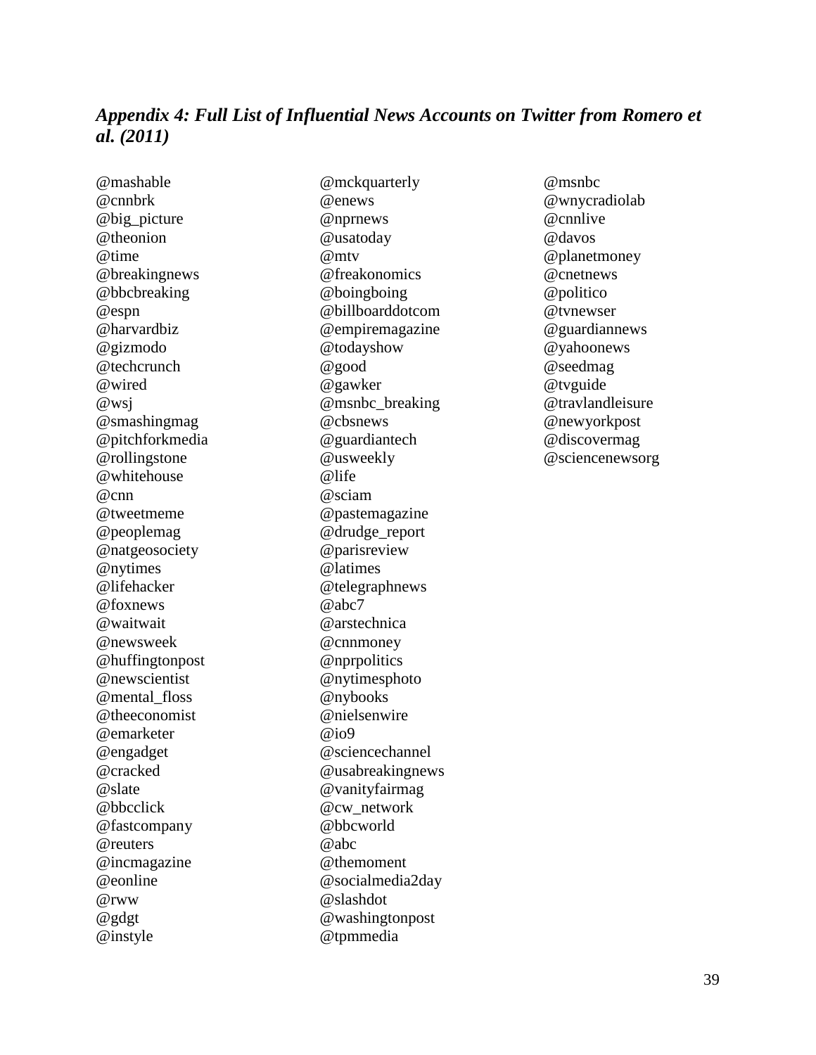### *Appendix 4: Full List of Influential News Accounts on Twitter from Romero et al. (2011)*

@mashable
@cnnbrk
@big_picture
@theonion
@time
@breakingnews
@bbcbreaking
@espn
@harvardbiz
@gizmodo
@techcrunch
@wired
@wsj
@smashingmag
@pitchforkmedia
@rollingstone
@whitehouse
@cnn
@tweetmeme
@peoplemag
@natgeosociety
@nytimes
@lifehacker
@foxnews
@waitwait
@newsweek
@huffingtonpost
@newscientist
@mental_floss
@theeconomist
@emarketer
@engadget
@cracked
@slate
@bbcclick
@fastcompany
@reuters
@incmagazine
@eonline
@rww
@gdgt
@instyle
@mckquarterly
@enews
@nprnews
@usatoday
@mtv
@freakonomics
@boingboing
@billboarddotcom
@empiremagazine
@todayshow
@good
@gawker
@msnbc_breaking
@cbsnews
@guardiantech
@usweekly
@life
@sciam
@pastemagazine
@drudge_report
@parisreview
@latimes
@telegraphnews
@abc7
@arstechnica
@cnnmoney
@nprpolitics
@nytimesphoto
@nybooks
@nielsenwire
@io9
@sciencechannel
@usabreakingnews
@vanityfairmag
@cw_network
@bbcworld
@abc
@themoment
@socialmedia2day
@slashdot
@washingtonpost
@tpmmedia
@msnbc
@wnycradiolab
@cnnlive
@davos
@planetmoney
@cnetnews
@politico
@tvnewser
@guardiannews
@yahoonews
@seedmag
@tvguide
@travlandleisure
@newyorkpost
@discovermag
@sciencenewsorg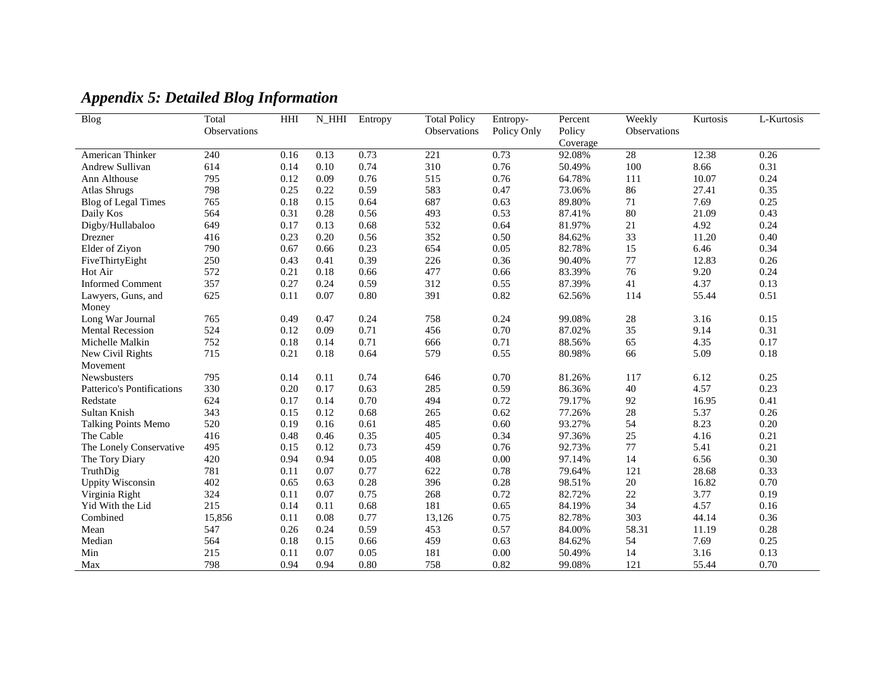## *Appendix 5: Detailed Blog Information*

| Blog | Total Observations | HHI | N_HHI | Entropy | Total Policy Observations | Entropy-Policy Only | Percent Policy Coverage | Weekly Observations | Kurtosis | L-Kurtosis |
|---|---|---|---|---|---|---|---|---|---|---|
| American Thinker | 240 | 0.16 | 0.13 | 0.73 | 221 | 0.73 | 92.08% | 28 | 12.38 | 0.26 |
| Andrew Sullivan | 614 | 0.14 | 0.10 | 0.74 | 310 | 0.76 | 50.49% | 100 | 8.66 | 0.31 |
| Ann Althouse | 795 | 0.12 | 0.09 | 0.76 | 515 | 0.76 | 64.78% | 111 | 10.07 | 0.24 |
| Atlas Shrugs | 798 | 0.25 | 0.22 | 0.59 | 583 | 0.47 | 73.06% | 86 | 27.41 | 0.35 |
| Blog of Legal Times | 765 | 0.18 | 0.15 | 0.64 | 687 | 0.63 | 89.80% | 71 | 7.69 | 0.25 |
| Daily Kos | 564 | 0.31 | 0.28 | 0.56 | 493 | 0.53 | 87.41% | 80 | 21.09 | 0.43 |
| Digby/Hullabaloo | 649 | 0.17 | 0.13 | 0.68 | 532 | 0.64 | 81.97% | 21 | 4.92 | 0.24 |
| Drezner | 416 | 0.23 | 0.20 | 0.56 | 352 | 0.50 | 84.62% | 33 | 11.20 | 0.40 |
| Elder of Ziyon | 790 | 0.67 | 0.66 | 0.23 | 654 | 0.05 | 82.78% | 15 | 6.46 | 0.34 |
| FiveThirtyEight | 250 | 0.43 | 0.41 | 0.39 | 226 | 0.36 | 90.40% | 77 | 12.83 | 0.26 |
| Hot Air | 572 | 0.21 | 0.18 | 0.66 | 477 | 0.66 | 83.39% | 76 | 9.20 | 0.24 |
| Informed Comment | 357 | 0.27 | 0.24 | 0.59 | 312 | 0.55 | 87.39% | 41 | 4.37 | 0.13 |
| Lawyers, Guns, and Money | 625 | 0.11 | 0.07 | 0.80 | 391 | 0.82 | 62.56% | 114 | 55.44 | 0.51 |
| Long War Journal | 765 | 0.49 | 0.47 | 0.24 | 758 | 0.24 | 99.08% | 28 | 3.16 | 0.15 |
| Mental Recession | 524 | 0.12 | 0.09 | 0.71 | 456 | 0.70 | 87.02% | 35 | 9.14 | 0.31 |
| Michelle Malkin | 752 | 0.18 | 0.14 | 0.71 | 666 | 0.71 | 88.56% | 65 | 4.35 | 0.17 |
| New Civil Rights Movement | 715 | 0.21 | 0.18 | 0.64 | 579 | 0.55 | 80.98% | 66 | 5.09 | 0.18 |
| Newsbusters | 795 | 0.14 | 0.11 | 0.74 | 646 | 0.70 | 81.26% | 117 | 6.12 | 0.25 |
| Patterico's Pontifications | 330 | 0.20 | 0.17 | 0.63 | 285 | 0.59 | 86.36% | 40 | 4.57 | 0.23 |
| Redstate | 624 | 0.17 | 0.14 | 0.70 | 494 | 0.72 | 79.17% | 92 | 16.95 | 0.41 |
| Sultan Knish | 343 | 0.15 | 0.12 | 0.68 | 265 | 0.62 | 77.26% | 28 | 5.37 | 0.26 |
| Talking Points Memo | 520 | 0.19 | 0.16 | 0.61 | 485 | 0.60 | 93.27% | 54 | 8.23 | 0.20 |
| The Cable | 416 | 0.48 | 0.46 | 0.35 | 405 | 0.34 | 97.36% | 25 | 4.16 | 0.21 |
| The Lonely Conservative | 495 | 0.15 | 0.12 | 0.73 | 459 | 0.76 | 92.73% | 77 | 5.41 | 0.21 |
| The Tory Diary | 420 | 0.94 | 0.94 | 0.05 | 408 | 0.00 | 97.14% | 14 | 6.56 | 0.30 |
| TruthDig | 781 | 0.11 | 0.07 | 0.77 | 622 | 0.78 | 79.64% | 121 | 28.68 | 0.33 |
| Uppity Wisconsin | 402 | 0.65 | 0.63 | 0.28 | 396 | 0.28 | 98.51% | 20 | 16.82 | 0.70 |
| Virginia Right | 324 | 0.11 | 0.07 | 0.75 | 268 | 0.72 | 82.72% | 22 | 3.77 | 0.19 |
| Yid With the Lid | 215 | 0.14 | 0.11 | 0.68 | 181 | 0.65 | 84.19% | 34 | 4.57 | 0.16 |
| Combined | 15,856 | 0.11 | 0.08 | 0.77 | 13,126 | 0.75 | 82.78% | 303 | 44.14 | 0.36 |
| Mean | 547 | 0.26 | 0.24 | 0.59 | 453 | 0.57 | 84.00% | 58.31 | 11.19 | 0.28 |
| Median | 564 | 0.18 | 0.15 | 0.66 | 459 | 0.63 | 84.62% | 54 | 7.69 | 0.25 |
| Min | 215 | 0.11 | 0.07 | 0.05 | 181 | 0.00 | 50.49% | 14 | 3.16 | 0.13 |
| Max | 798 | 0.94 | 0.94 | 0.80 | 758 | 0.82 | 99.08% | 121 | 55.44 | 0.70 |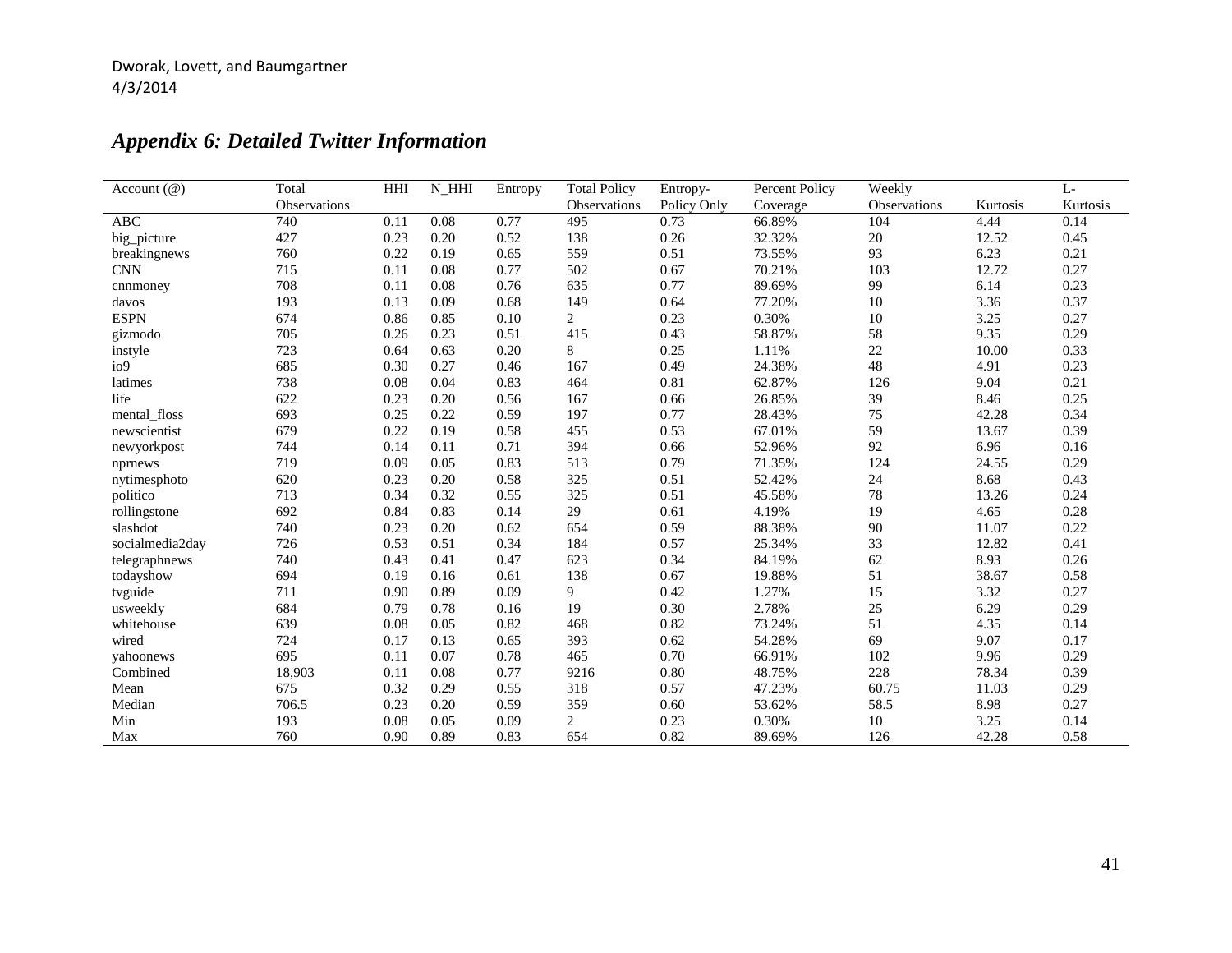## *Appendix 6: Detailed Twitter Information*

| Account (@) | Total Observations | HHI | N_HHI | Entropy | Total Policy Observations | Entropy-Policy Only | Percent Policy Coverage | Weekly Observations | Kurtosis | L-Kurtosis |
|---|---|---|---|---|---|---|---|---|---|---|
| ABC | 740 | 0.11 | 0.08 | 0.77 | 495 | 0.73 | 66.89% | 104 | 4.44 | 0.14 |
| big_picture | 427 | 0.23 | 0.20 | 0.52 | 138 | 0.26 | 32.32% | 20 | 12.52 | 0.45 |
| breakingnews | 760 | 0.22 | 0.19 | 0.65 | 559 | 0.51 | 73.55% | 93 | 6.23 | 0.21 |
| CNN | 715 | 0.11 | 0.08 | 0.77 | 502 | 0.67 | 70.21% | 103 | 12.72 | 0.27 |
| cnnmoney | 708 | 0.11 | 0.08 | 0.76 | 635 | 0.77 | 89.69% | 99 | 6.14 | 0.23 |
| davos | 193 | 0.13 | 0.09 | 0.68 | 149 | 0.64 | 77.20% | 10 | 3.36 | 0.37 |
| ESPN | 674 | 0.86 | 0.85 | 0.10 | 2 | 0.23 | 0.30% | 10 | 3.25 | 0.27 |
| gizmodo | 705 | 0.26 | 0.23 | 0.51 | 415 | 0.43 | 58.87% | 58 | 9.35 | 0.29 |
| instyle | 723 | 0.64 | 0.63 | 0.20 | 8 | 0.25 | 1.11% | 22 | 10.00 | 0.33 |
| io9 | 685 | 0.30 | 0.27 | 0.46 | 167 | 0.49 | 24.38% | 48 | 4.91 | 0.23 |
| latimes | 738 | 0.08 | 0.04 | 0.83 | 464 | 0.81 | 62.87% | 126 | 9.04 | 0.21 |
| life | 622 | 0.23 | 0.20 | 0.56 | 167 | 0.66 | 26.85% | 39 | 8.46 | 0.25 |
| mental_floss | 693 | 0.25 | 0.22 | 0.59 | 197 | 0.77 | 28.43% | 75 | 42.28 | 0.34 |
| newscientist | 679 | 0.22 | 0.19 | 0.58 | 455 | 0.53 | 67.01% | 59 | 13.67 | 0.39 |
| newyorkpost | 744 | 0.14 | 0.11 | 0.71 | 394 | 0.66 | 52.96% | 92 | 6.96 | 0.16 |
| nprnews | 719 | 0.09 | 0.05 | 0.83 | 513 | 0.79 | 71.35% | 124 | 24.55 | 0.29 |
| nytimesphoto | 620 | 0.23 | 0.20 | 0.58 | 325 | 0.51 | 52.42% | 24 | 8.68 | 0.43 |
| politico | 713 | 0.34 | 0.32 | 0.55 | 325 | 0.51 | 45.58% | 78 | 13.26 | 0.24 |
| rollingstone | 692 | 0.84 | 0.83 | 0.14 | 29 | 0.61 | 4.19% | 19 | 4.65 | 0.28 |
| slashdot | 740 | 0.23 | 0.20 | 0.62 | 654 | 0.59 | 88.38% | 90 | 11.07 | 0.22 |
| socialmedia2day | 726 | 0.53 | 0.51 | 0.34 | 184 | 0.57 | 25.34% | 33 | 12.82 | 0.41 |
| telegraphnews | 740 | 0.43 | 0.41 | 0.47 | 623 | 0.34 | 84.19% | 62 | 8.93 | 0.26 |
| todayshow | 694 | 0.19 | 0.16 | 0.61 | 138 | 0.67 | 19.88% | 51 | 38.67 | 0.58 |
| tvguide | 711 | 0.90 | 0.89 | 0.09 | 9 | 0.42 | 1.27% | 15 | 3.32 | 0.27 |
| usweekly | 684 | 0.79 | 0.78 | 0.16 | 19 | 0.30 | 2.78% | 25 | 6.29 | 0.29 |
| whitehouse | 639 | 0.08 | 0.05 | 0.82 | 468 | 0.82 | 73.24% | 51 | 4.35 | 0.14 |
| wired | 724 | 0.17 | 0.13 | 0.65 | 393 | 0.62 | 54.28% | 69 | 9.07 | 0.17 |
| yahoonews | 695 | 0.11 | 0.07 | 0.78 | 465 | 0.70 | 66.91% | 102 | 9.96 | 0.29 |
| Combined | 18,903 | 0.11 | 0.08 | 0.77 | 9216 | 0.80 | 48.75% | 228 | 78.34 | 0.39 |
| Mean | 675 | 0.32 | 0.29 | 0.55 | 318 | 0.57 | 47.23% | 60.75 | 11.03 | 0.29 |
| Median | 706.5 | 0.23 | 0.20 | 0.59 | 359 | 0.60 | 53.62% | 58.5 | 8.98 | 0.27 |
| Min | 193 | 0.08 | 0.05 | 0.09 | 2 | 0.23 | 0.30% | 10 | 3.25 | 0.14 |
| Max | 760 | 0.90 | 0.89 | 0.83 | 654 | 0.82 | 89.69% | 126 | 42.28 | 0.58 |